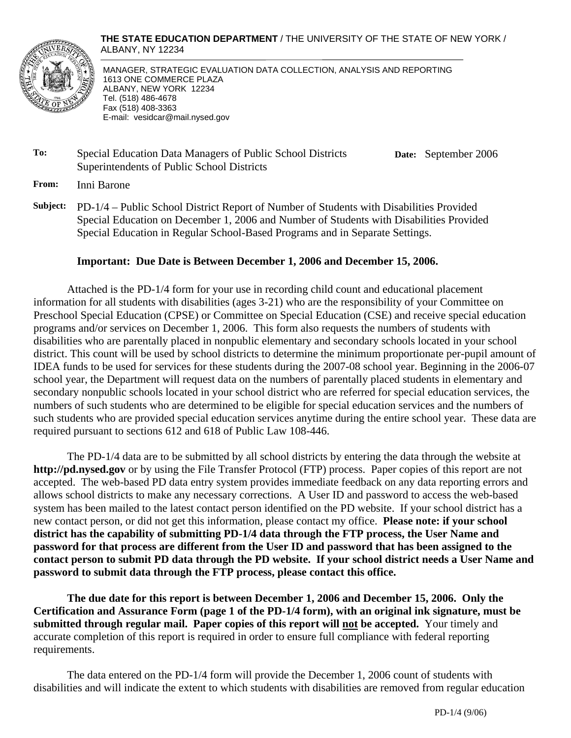**THE STATE EDUCATION DEPARTMENT** / THE UNIVERSITY OF THE STATE OF NEW YORK / ALBANY, NY 12234

MANAGER, STRATEGIC EVALUATION DATA COLLECTION, ANALYSIS AND REPORTING
1613 ONE COMMERCE PLAZA
ALBANY, NEW YORK 12234
Tel. (518) 486-4678
Fax (518) 408-3363
E-mail: vesidcar@mail.nysed.gov

**To:** Special Education Data Managers of Public School Districts
Superintendents of Public School Districts

**Date:** September 2006

**From:** Inni Barone

**Subject:** PD-1/4 – Public School District Report of Number of Students with Disabilities Provided Special Education on December 1, 2006 and Number of Students with Disabilities Provided Special Education in Regular School-Based Programs and in Separate Settings.

**Important: Due Date is Between December 1, 2006 and December 15, 2006.**

Attached is the PD-1/4 form for your use in recording child count and educational placement information for all students with disabilities (ages 3-21) who are the responsibility of your Committee on Preschool Special Education (CPSE) or Committee on Special Education (CSE) and receive special education programs and/or services on December 1, 2006. This form also requests the numbers of students with disabilities who are parentally placed in nonpublic elementary and secondary schools located in your school district. This count will be used by school districts to determine the minimum proportionate per-pupil amount of IDEA funds to be used for services for these students during the 2007-08 school year. Beginning in the 2006-07 school year, the Department will request data on the numbers of parentally placed students in elementary and secondary nonpublic schools located in your school district who are referred for special education services, the numbers of such students who are determined to be eligible for special education services and the numbers of such students who are provided special education services anytime during the entire school year. These data are required pursuant to sections 612 and 618 of Public Law 108-446.

The PD-1/4 data are to be submitted by all school districts by entering the data through the website at **http://pd.nysed.gov** or by using the File Transfer Protocol (FTP) process. Paper copies of this report are not accepted. The web-based PD data entry system provides immediate feedback on any data reporting errors and allows school districts to make any necessary corrections. A User ID and password to access the web-based system has been mailed to the latest contact person identified on the PD website. If your school district has a new contact person, or did not get this information, please contact my office. **Please note: if your school district has the capability of submitting PD-1/4 data through the FTP process, the User Name and password for that process are different from the User ID and password that has been assigned to the contact person to submit PD data through the PD website. If your school district needs a User Name and password to submit data through the FTP process, please contact this office.**

**The due date for this report is between December 1, 2006 and December 15, 2006. Only the Certification and Assurance Form (page 1 of the PD-1/4 form), with an original ink signature, must be submitted through regular mail. Paper copies of this report will <u>not</u> be accepted.** Your timely and accurate completion of this report is required in order to ensure full compliance with federal reporting requirements.

The data entered on the PD-1/4 form will provide the December 1, 2006 count of students with disabilities and will indicate the extent to which students with disabilities are removed from regular education

PD-1/4 (9/06)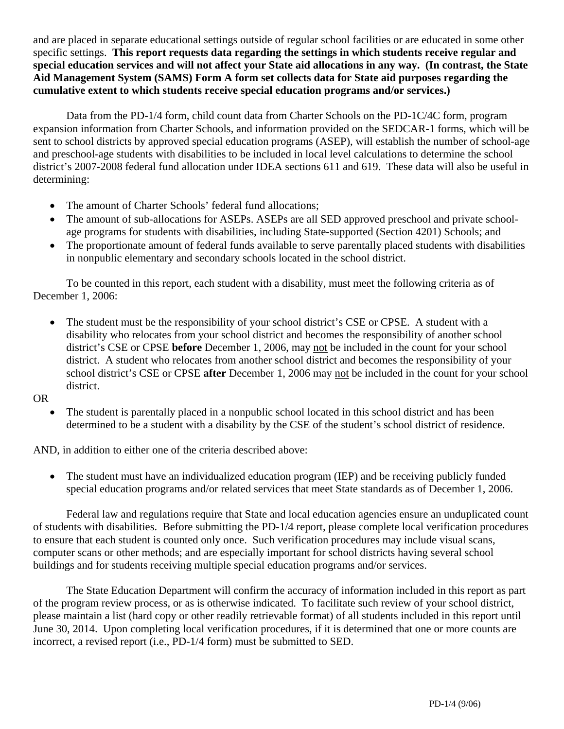and are placed in separate educational settings outside of regular school facilities or are educated in some other specific settings. **This report requests data regarding the settings in which students receive regular and special education services and will not affect your State aid allocations in any way. (In contrast, the State Aid Management System (SAMS) Form A form set collects data for State aid purposes regarding the cumulative extent to which students receive special education programs and/or services.)**

Data from the PD-1/4 form, child count data from Charter Schools on the PD-1C/4C form, program expansion information from Charter Schools, and information provided on the SEDCAR-1 forms, which will be sent to school districts by approved special education programs (ASEP), will establish the number of school-age and preschool-age students with disabilities to be included in local level calculations to determine the school district's 2007-2008 federal fund allocation under IDEA sections 611 and 619. These data will also be useful in determining:

- The amount of Charter Schools' federal fund allocations;
- The amount of sub-allocations for ASEPs. ASEPs are all SED approved preschool and private school-age programs for students with disabilities, including State-supported (Section 4201) Schools; and
- The proportionate amount of federal funds available to serve parentally placed students with disabilities in nonpublic elementary and secondary schools located in the school district.

To be counted in this report, each student with a disability, must meet the following criteria as of December 1, 2006:

- The student must be the responsibility of your school district's CSE or CPSE. A student with a disability who relocates from your school district and becomes the responsibility of another school district's CSE or CPSE **before** December 1, 2006, may <u>not</u> be included in the count for your school district. A student who relocates from another school district and becomes the responsibility of your school district's CSE or CPSE **after** December 1, 2006 may <u>not</u> be included in the count for your school district.

OR

- The student is parentally placed in a nonpublic school located in this school district and has been determined to be a student with a disability by the CSE of the student's school district of residence.

AND, in addition to either one of the criteria described above:

- The student must have an individualized education program (IEP) and be receiving publicly funded special education programs and/or related services that meet State standards as of December 1, 2006.

Federal law and regulations require that State and local education agencies ensure an unduplicated count of students with disabilities. Before submitting the PD-1/4 report, please complete local verification procedures to ensure that each student is counted only once. Such verification procedures may include visual scans, computer scans or other methods; and are especially important for school districts having several school buildings and for students receiving multiple special education programs and/or services.

The State Education Department will confirm the accuracy of information included in this report as part of the program review process, or as is otherwise indicated. To facilitate such review of your school district, please maintain a list (hard copy or other readily retrievable format) of all students included in this report until June 30, 2014. Upon completing local verification procedures, if it is determined that one or more counts are incorrect, a revised report (i.e., PD-1/4 form) must be submitted to SED.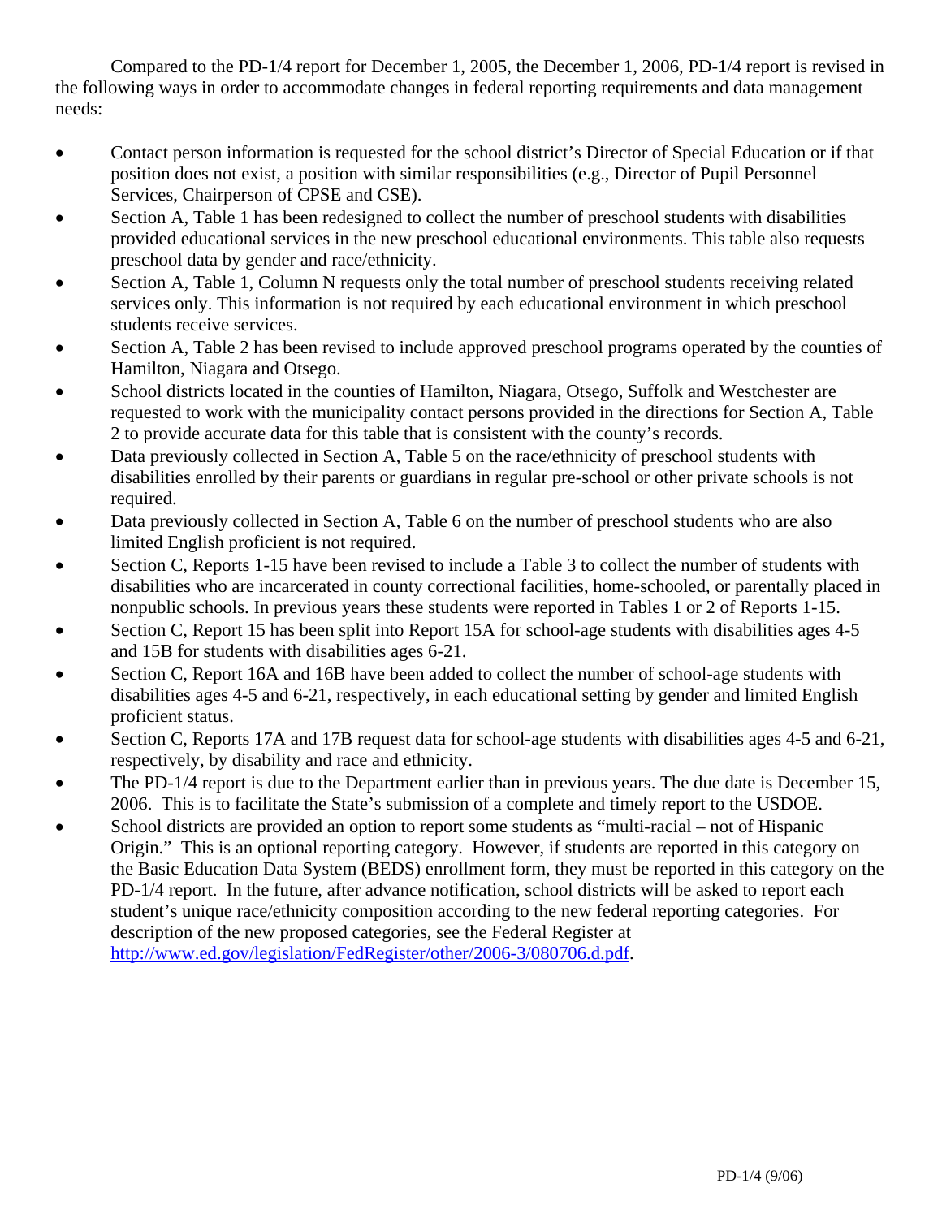Compared to the PD-1/4 report for December 1, 2005, the December 1, 2006, PD-1/4 report is revised in the following ways in order to accommodate changes in federal reporting requirements and data management needs:

- Contact person information is requested for the school district's Director of Special Education or if that position does not exist, a position with similar responsibilities (e.g., Director of Pupil Personnel Services, Chairperson of CPSE and CSE).
- Section A, Table 1 has been redesigned to collect the number of preschool students with disabilities provided educational services in the new preschool educational environments. This table also requests preschool data by gender and race/ethnicity.
- Section A, Table 1, Column N requests only the total number of preschool students receiving related services only. This information is not required by each educational environment in which preschool students receive services.
- Section A, Table 2 has been revised to include approved preschool programs operated by the counties of Hamilton, Niagara and Otsego.
- School districts located in the counties of Hamilton, Niagara, Otsego, Suffolk and Westchester are requested to work with the municipality contact persons provided in the directions for Section A, Table 2 to provide accurate data for this table that is consistent with the county's records.
- Data previously collected in Section A, Table 5 on the race/ethnicity of preschool students with disabilities enrolled by their parents or guardians in regular pre-school or other private schools is not required.
- Data previously collected in Section A, Table 6 on the number of preschool students who are also limited English proficient is not required.
- Section C, Reports 1-15 have been revised to include a Table 3 to collect the number of students with disabilities who are incarcerated in county correctional facilities, home-schooled, or parentally placed in nonpublic schools. In previous years these students were reported in Tables 1 or 2 of Reports 1-15.
- Section C, Report 15 has been split into Report 15A for school-age students with disabilities ages 4-5 and 15B for students with disabilities ages 6-21.
- Section C, Report 16A and 16B have been added to collect the number of school-age students with disabilities ages 4-5 and 6-21, respectively, in each educational setting by gender and limited English proficient status.
- Section C, Reports 17A and 17B request data for school-age students with disabilities ages 4-5 and 6-21, respectively, by disability and race and ethnicity.
- The PD-1/4 report is due to the Department earlier than in previous years. The due date is December 15, 2006. This is to facilitate the State's submission of a complete and timely report to the USDOE.
- School districts are provided an option to report some students as "multi-racial – not of Hispanic Origin." This is an optional reporting category. However, if students are reported in this category on the Basic Education Data System (BEDS) enrollment form, they must be reported in this category on the PD-1/4 report. In the future, after advance notification, school districts will be asked to report each student's unique race/ethnicity composition according to the new federal reporting categories. For description of the new proposed categories, see the Federal Register at http://www.ed.gov/legislation/FedRegister/other/2006-3/080706.d.pdf.

PD-1/4 (9/06)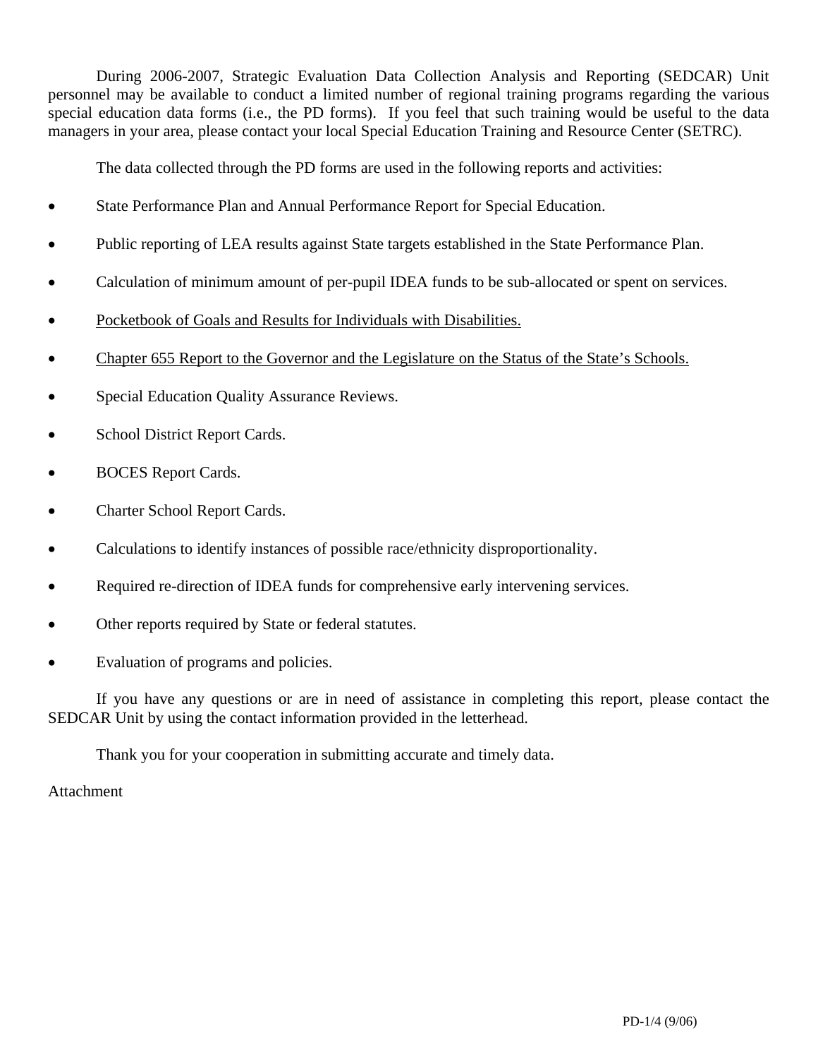During 2006-2007, Strategic Evaluation Data Collection Analysis and Reporting (SEDCAR) Unit personnel may be available to conduct a limited number of regional training programs regarding the various special education data forms (i.e., the PD forms). If you feel that such training would be useful to the data managers in your area, please contact your local Special Education Training and Resource Center (SETRC).

The data collected through the PD forms are used in the following reports and activities:

- State Performance Plan and Annual Performance Report for Special Education.
- Public reporting of LEA results against State targets established in the State Performance Plan.
- Calculation of minimum amount of per-pupil IDEA funds to be sub-allocated or spent on services.
- Pocketbook of Goals and Results for Individuals with Disabilities.
- Chapter 655 Report to the Governor and the Legislature on the Status of the State's Schools.
- Special Education Quality Assurance Reviews.
- School District Report Cards.
- BOCES Report Cards.
- Charter School Report Cards.
- Calculations to identify instances of possible race/ethnicity disproportionality.
- Required re-direction of IDEA funds for comprehensive early intervening services.
- Other reports required by State or federal statutes.
- Evaluation of programs and policies.

If you have any questions or are in need of assistance in completing this report, please contact the SEDCAR Unit by using the contact information provided in the letterhead.

Thank you for your cooperation in submitting accurate and timely data.

Attachment

PD-1/4 (9/06)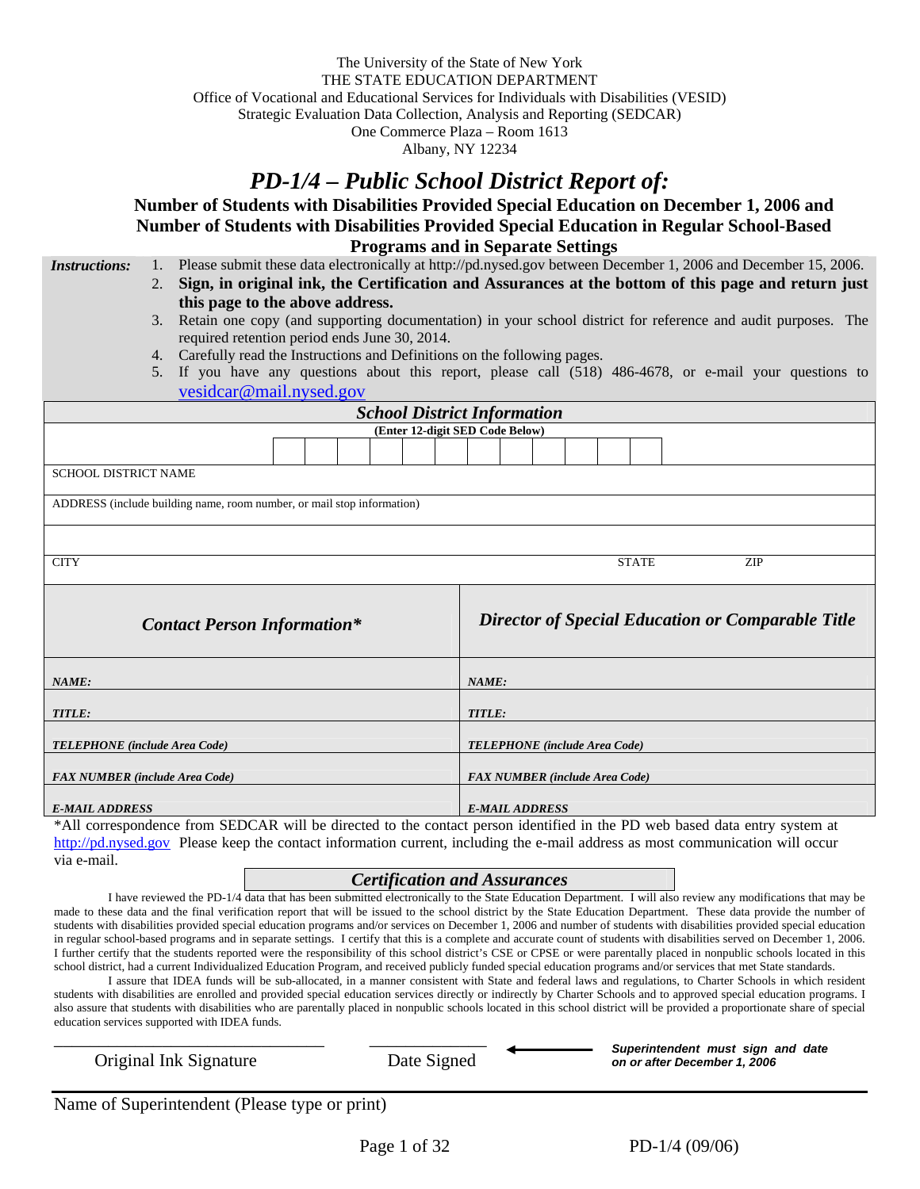The University of the State of New York
THE STATE EDUCATION DEPARTMENT
Office of Vocational and Educational Services for Individuals with Disabilities (VESID)
Strategic Evaluation Data Collection, Analysis and Reporting (SEDCAR)
One Commerce Plaza – Room 1613
Albany, NY 12234

# *PD-1/4 – Public School District Report of:*

## Number of Students with Disabilities Provided Special Education on December 1, 2006 and Number of Students with Disabilities Provided Special Education in Regular School-Based Programs and in Separate Settings

***Instructions:***

1. Please submit these data electronically at http://pd.nysed.gov between December 1, 2006 and December 15, 2006.
2. **Sign, in original ink, the Certification and Assurances at the bottom of this page and return just this page to the above address.**
3. Retain one copy (and supporting documentation) in your school district for reference and audit purposes. The required retention period ends June 30, 2014.
4. Carefully read the Instructions and Definitions on the following pages.
5. If you have any questions about this report, please call (518) 486-4678, or e-mail your questions to vesidcar@mail.nysed.gov

### *School District Information*

**(Enter 12-digit SED Code Below)**

| | | | | | | | | | | | |
|---|---|---|---|---|---|---|---|---|---|---|---|
| | | | | | | | | | | | |

SCHOOL DISTRICT NAME

ADDRESS (include building name, room number, or mail stop information)

| CITY | STATE | ZIP |
|---|---|---|
| | | |

| *Contact Person Information** | *Director of Special Education or Comparable Title* |
|---|---|
| ***NAME:*** | ***NAME:*** |
| ***TITLE:*** | ***TITLE:*** |
| ***TELEPHONE (include Area Code)*** | ***TELEPHONE (include Area Code)*** |
| ***FAX NUMBER (include Area Code)*** | ***FAX NUMBER (include Area Code)*** |
| ***E-MAIL ADDRESS*** | ***E-MAIL ADDRESS*** |

*All correspondence from SEDCAR will be directed to the contact person identified in the PD web based data entry system at http://pd.nysed.gov Please keep the contact information current, including the e-mail address as most communication will occur via e-mail.

### *Certification and Assurances*

I have reviewed the PD-1/4 data that has been submitted electronically to the State Education Department. I will also review any modifications that may be made to these data and the final verification report that will be issued to the school district by the State Education Department. These data provide the number of students with disabilities provided special education programs and/or services on December 1, 2006 and number of students with disabilities provided special education in regular school-based programs and in separate settings. I certify that this is a complete and accurate count of students with disabilities served on December 1, 2006. I further certify that the students reported were the responsibility of this school district's CSE or CPSE or were parentally placed in nonpublic schools located in this school district, had a current Individualized Education Program, and received publicly funded special education programs and/or services that met State standards.

I assure that IDEA funds will be sub-allocated, in a manner consistent with State and federal laws and regulations, to Charter Schools in which resident students with disabilities are enrolled and provided special education services directly or indirectly by Charter Schools and to approved special education programs. I also assure that students with disabilities who are parentally placed in nonpublic schools located in this school district will be provided a proportionate share of special education services supported with IDEA funds.

Original Ink Signature ______________________ Date Signed ____________ ← ***Superintendent must sign and date on or after December 1, 2006***

Name of Superintendent (Please type or print)

PD-1/4 (09/06)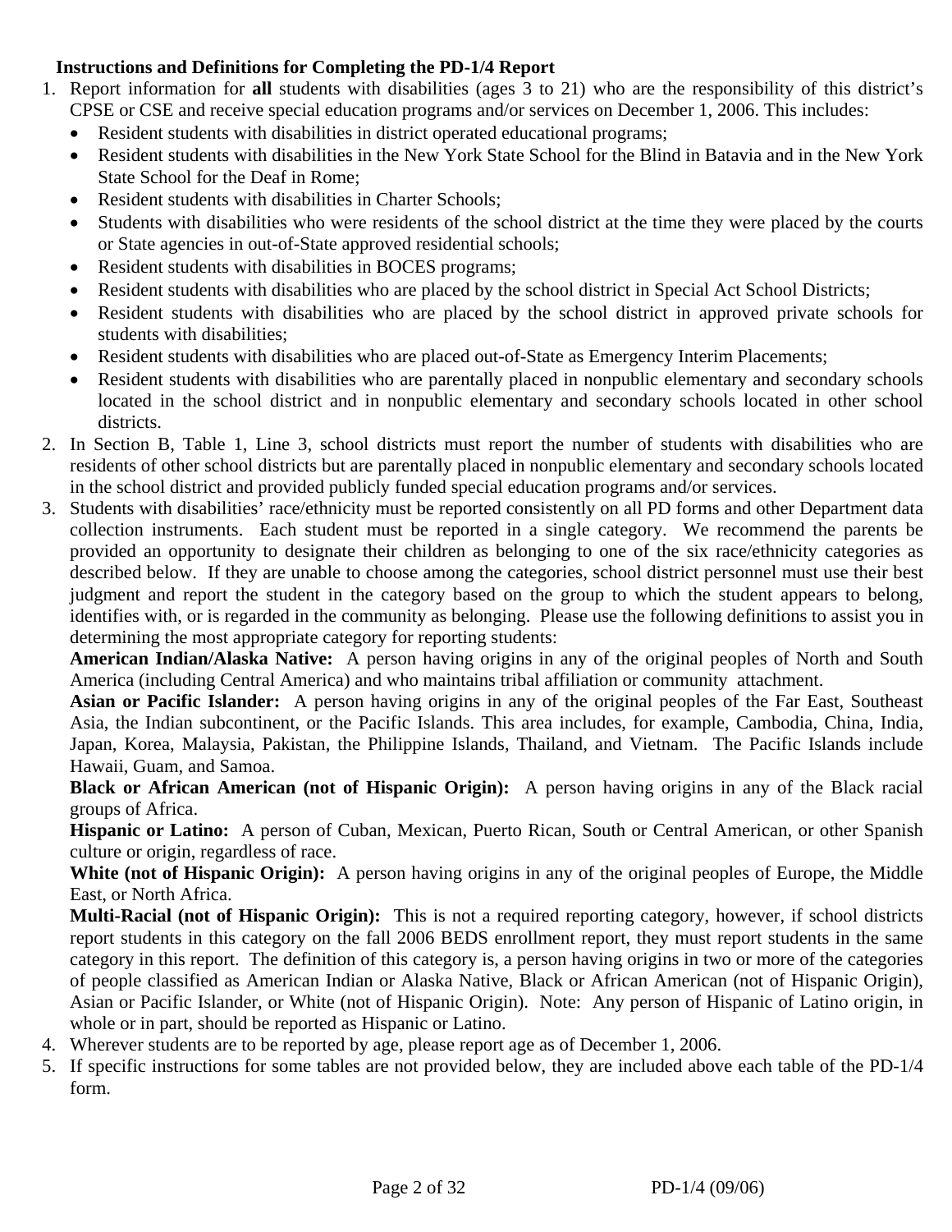## Instructions and Definitions for Completing the PD-1/4 Report

1. Report information for **all** students with disabilities (ages 3 to 21) who are the responsibility of this district's CPSE or CSE and receive special education programs and/or services on December 1, 2006. This includes:
   - Resident students with disabilities in district operated educational programs;
   - Resident students with disabilities in the New York State School for the Blind in Batavia and in the New York State School for the Deaf in Rome;
   - Resident students with disabilities in Charter Schools;
   - Students with disabilities who were residents of the school district at the time they were placed by the courts or State agencies in out-of-State approved residential schools;
   - Resident students with disabilities in BOCES programs;
   - Resident students with disabilities who are placed by the school district in Special Act School Districts;
   - Resident students with disabilities who are placed by the school district in approved private schools for students with disabilities;
   - Resident students with disabilities who are placed out-of-State as Emergency Interim Placements;
   - Resident students with disabilities who are parentally placed in nonpublic elementary and secondary schools located in the school district and in nonpublic elementary and secondary schools located in other school districts.
2. In Section B, Table 1, Line 3, school districts must report the number of students with disabilities who are residents of other school districts but are parentally placed in nonpublic elementary and secondary schools located in the school district and provided publicly funded special education programs and/or services.
3. Students with disabilities' race/ethnicity must be reported consistently on all PD forms and other Department data collection instruments. Each student must be reported in a single category. We recommend the parents be provided an opportunity to designate their children as belonging to one of the six race/ethnicity categories as described below. If they are unable to choose among the categories, school district personnel must use their best judgment and report the student in the category based on the group to which the student appears to belong, identifies with, or is regarded in the community as belonging. Please use the following definitions to assist you in determining the most appropriate category for reporting students:

   **American Indian/Alaska Native:** A person having origins in any of the original peoples of North and South America (including Central America) and who maintains tribal affiliation or community attachment.

   **Asian or Pacific Islander:** A person having origins in any of the original peoples of the Far East, Southeast Asia, the Indian subcontinent, or the Pacific Islands. This area includes, for example, Cambodia, China, India, Japan, Korea, Malaysia, Pakistan, the Philippine Islands, Thailand, and Vietnam. The Pacific Islands include Hawaii, Guam, and Samoa.

   **Black or African American (not of Hispanic Origin):** A person having origins in any of the Black racial groups of Africa.

   **Hispanic or Latino:** A person of Cuban, Mexican, Puerto Rican, South or Central American, or other Spanish culture or origin, regardless of race.

   **White (not of Hispanic Origin):** A person having origins in any of the original peoples of Europe, the Middle East, or North Africa.

   **Multi-Racial (not of Hispanic Origin):** This is not a required reporting category, however, if school districts report students in this category on the fall 2006 BEDS enrollment report, they must report students in the same category in this report. The definition of this category is, a person having origins in two or more of the categories of people classified as American Indian or Alaska Native, Black or African American (not of Hispanic Origin), Asian or Pacific Islander, or White (not of Hispanic Origin). Note: Any person of Hispanic of Latino origin, in whole or in part, should be reported as Hispanic or Latino.
4. Wherever students are to be reported by age, please report age as of December 1, 2006.
5. If specific instructions for some tables are not provided below, they are included above each table of the PD-1/4 form.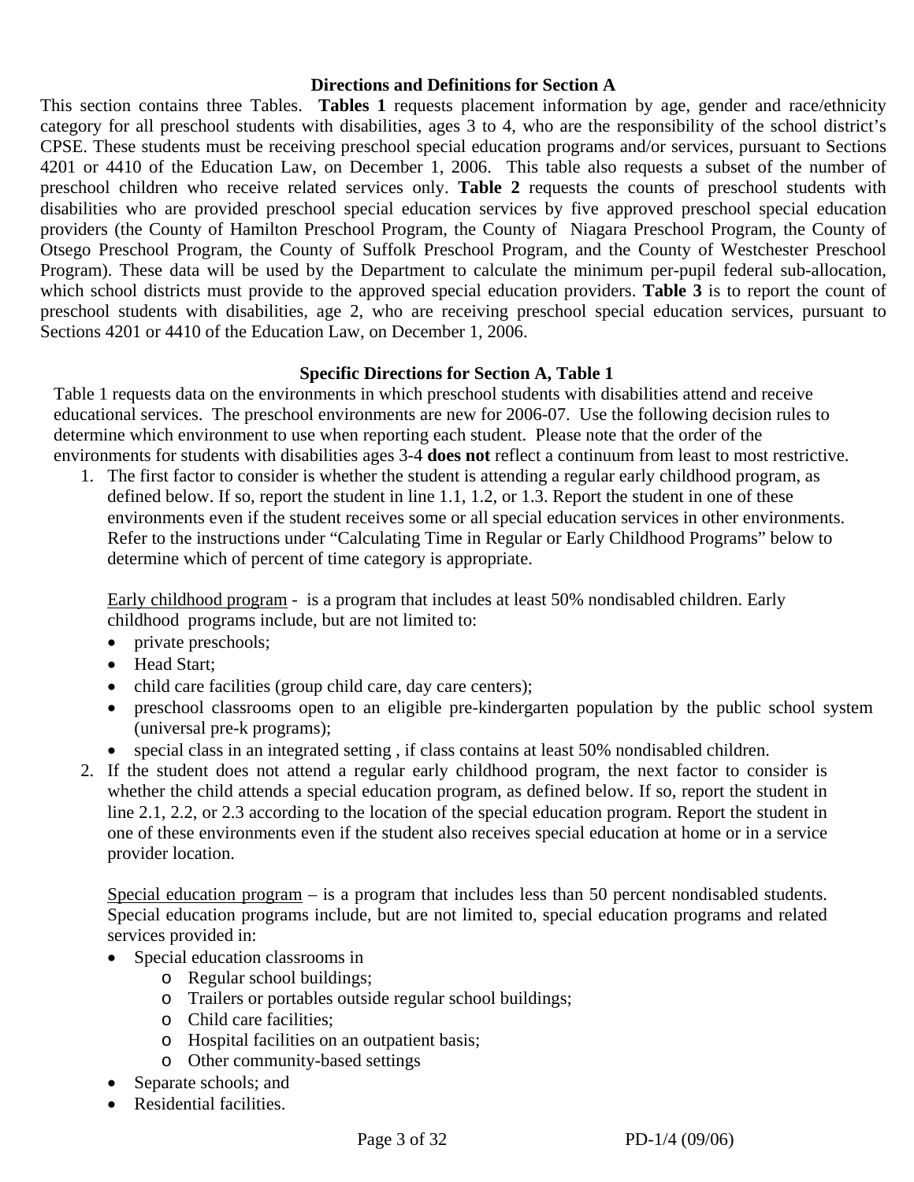### Directions and Definitions for Section A

This section contains three Tables. **Tables 1** requests placement information by age, gender and race/ethnicity category for all preschool students with disabilities, ages 3 to 4, who are the responsibility of the school district's CPSE. These students must be receiving preschool special education programs and/or services, pursuant to Sections 4201 or 4410 of the Education Law, on December 1, 2006. This table also requests a subset of the number of preschool children who receive related services only. **Table 2** requests the counts of preschool students with disabilities who are provided preschool special education services by five approved preschool special education providers (the County of Hamilton Preschool Program, the County of Niagara Preschool Program, the County of Otsego Preschool Program, the County of Suffolk Preschool Program, and the County of Westchester Preschool Program). These data will be used by the Department to calculate the minimum per-pupil federal sub-allocation, which school districts must provide to the approved special education providers. **Table 3** is to report the count of preschool students with disabilities, age 2, who are receiving preschool special education services, pursuant to Sections 4201 or 4410 of the Education Law, on December 1, 2006.

### Specific Directions for Section A, Table 1

Table 1 requests data on the environments in which preschool students with disabilities attend and receive educational services. The preschool environments are new for 2006-07. Use the following decision rules to determine which environment to use when reporting each student. Please note that the order of the environments for students with disabilities ages 3-4 **does not** reflect a continuum from least to most restrictive.

1. The first factor to consider is whether the student is attending a regular early childhood program, as defined below. If so, report the student in line 1.1, 1.2, or 1.3. Report the student in one of these environments even if the student receives some or all special education services in other environments. Refer to the instructions under "Calculating Time in Regular or Early Childhood Programs" below to determine which of percent of time category is appropriate.

   Early childhood program - is a program that includes at least 50% nondisabled children. Early childhood programs include, but are not limited to:

   - private preschools;
   - Head Start;
   - child care facilities (group child care, day care centers);
   - preschool classrooms open to an eligible pre-kindergarten population by the public school system (universal pre-k programs);
   - special class in an integrated setting , if class contains at least 50% nondisabled children.

2. If the student does not attend a regular early childhood program, the next factor to consider is whether the child attends a special education program, as defined below. If so, report the student in line 2.1, 2.2, or 2.3 according to the location of the special education program. Report the student in one of these environments even if the student also receives special education at home or in a service provider location.

   Special education program – is a program that includes less than 50 percent nondisabled students. Special education programs include, but are not limited to, special education programs and related services provided in:

   - Special education classrooms in
     - Regular school buildings;
     - Trailers or portables outside regular school buildings;
     - Child care facilities;
     - Hospital facilities on an outpatient basis;
     - Other community-based settings
   - Separate schools; and
   - Residential facilities.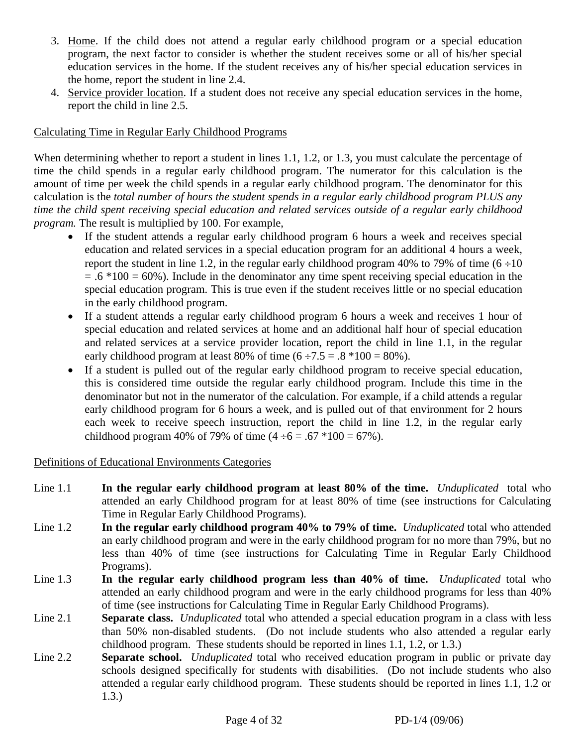3. Home. If the child does not attend a regular early childhood program or a special education program, the next factor to consider is whether the student receives some or all of his/her special education services in the home. If the student receives any of his/her special education services in the home, report the student in line 2.4.
4. Service provider location. If a student does not receive any special education services in the home, report the child in line 2.5.

Calculating Time in Regular Early Childhood Programs

When determining whether to report a student in lines 1.1, 1.2, or 1.3, you must calculate the percentage of time the child spends in a regular early childhood program. The numerator for this calculation is the amount of time per week the child spends in a regular early childhood program. The denominator for this calculation is the *total number of hours the student spends in a regular early childhood program PLUS any time the child spent receiving special education and related services outside of a regular early childhood program.* The result is multiplied by 100. For example,

- If the student attends a regular early childhood program 6 hours a week and receives special education and related services in a special education program for an additional 4 hours a week, report the student in line 1.2, in the regular early childhood program 40% to 79% of time ($6 \div 10 = .6 * 100 = 60\%$). Include in the denominator any time spent receiving special education in the special education program. This is true even if the student receives little or no special education in the early childhood program.
- If a student attends a regular early childhood program 6 hours a week and receives 1 hour of special education and related services at home and an additional half hour of special education and related services at a service provider location, report the child in line 1.1, in the regular early childhood program at least 80% of time ($6 \div 7.5 = .8 * 100 = 80\%$).
- If a student is pulled out of the regular early childhood program to receive special education, this is considered time outside the regular early childhood program. Include this time in the denominator but not in the numerator of the calculation. For example, if a child attends a regular early childhood program for 6 hours a week, and is pulled out of that environment for 2 hours each week to receive speech instruction, report the child in line 1.2, in the regular early childhood program 40% of 79% of time ($4 \div 6 = .67 * 100 = 67\%$).

Definitions of Educational Environments Categories

Line 1.1 **In the regular early childhood program at least 80% of the time.** *Unduplicated* total who attended an early Childhood program for at least 80% of time (see instructions for Calculating Time in Regular Early Childhood Programs).

Line 1.2 **In the regular early childhood program 40% to 79% of time.** *Unduplicated* total who attended an early childhood program and were in the early childhood program for no more than 79%, but no less than 40% of time (see instructions for Calculating Time in Regular Early Childhood Programs).

Line 1.3 **In the regular early childhood program less than 40% of time.** *Unduplicated* total who attended an early childhood program and were in the early childhood programs for less than 40% of time (see instructions for Calculating Time in Regular Early Childhood Programs).

Line 2.1 **Separate class.** *Unduplicated* total who attended a special education program in a class with less than 50% non-disabled students. (Do not include students who also attended a regular early childhood program. These students should be reported in lines 1.1, 1.2, or 1.3.)

Line 2.2 **Separate school.** *Unduplicated* total who received education program in public or private day schools designed specifically for students with disabilities. (Do not include students who also attended a regular early childhood program. These students should be reported in lines 1.1, 1.2 or 1.3.)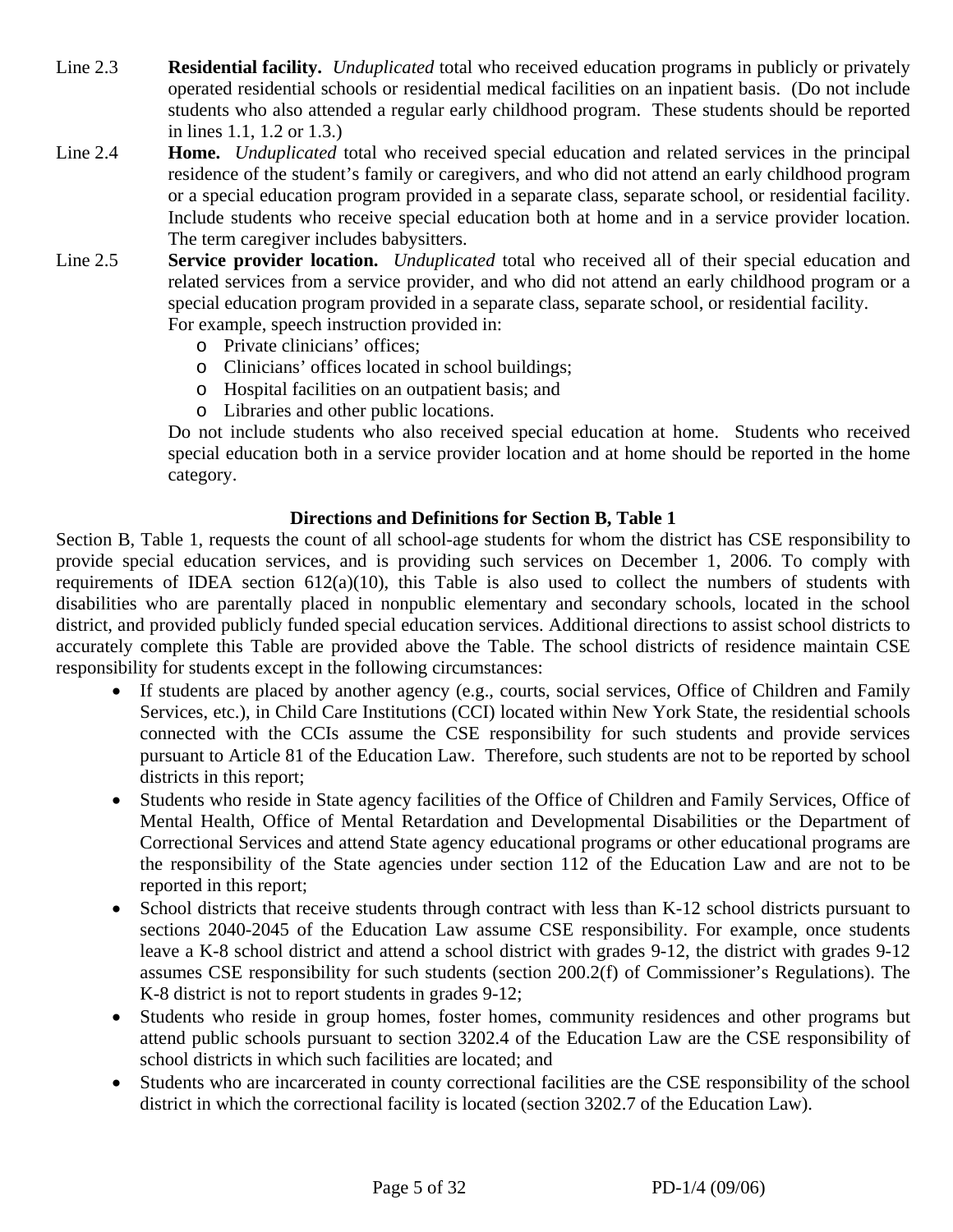Line 2.3 **Residential facility.** *Unduplicated* total who received education programs in publicly or privately operated residential schools or residential medical facilities on an inpatient basis. (Do not include students who also attended a regular early childhood program. These students should be reported in lines 1.1, 1.2 or 1.3.)

Line 2.4 **Home.** *Unduplicated* total who received special education and related services in the principal residence of the student's family or caregivers, and who did not attend an early childhood program or a special education program provided in a separate class, separate school, or residential facility. Include students who receive special education both at home and in a service provider location. The term caregiver includes babysitters.

Line 2.5 **Service provider location.** *Unduplicated* total who received all of their special education and related services from a service provider, and who did not attend an early childhood program or a special education program provided in a separate class, separate school, or residential facility. For example, speech instruction provided in:

- Private clinicians' offices;
- Clinicians' offices located in school buildings;
- Hospital facilities on an outpatient basis; and
- Libraries and other public locations.

Do not include students who also received special education at home. Students who received special education both in a service provider location and at home should be reported in the home category.

**Directions and Definitions for Section B, Table 1**

Section B, Table 1, requests the count of all school-age students for whom the district has CSE responsibility to provide special education services, and is providing such services on December 1, 2006. To comply with requirements of IDEA section 612(a)(10), this Table is also used to collect the numbers of students with disabilities who are parentally placed in nonpublic elementary and secondary schools, located in the school district, and provided publicly funded special education services. Additional directions to assist school districts to accurately complete this Table are provided above the Table. The school districts of residence maintain CSE responsibility for students except in the following circumstances:

- If students are placed by another agency (e.g., courts, social services, Office of Children and Family Services, etc.), in Child Care Institutions (CCI) located within New York State, the residential schools connected with the CCIs assume the CSE responsibility for such students and provide services pursuant to Article 81 of the Education Law. Therefore, such students are not to be reported by school districts in this report;
- Students who reside in State agency facilities of the Office of Children and Family Services, Office of Mental Health, Office of Mental Retardation and Developmental Disabilities or the Department of Correctional Services and attend State agency educational programs or other educational programs are the responsibility of the State agencies under section 112 of the Education Law and are not to be reported in this report;
- School districts that receive students through contract with less than K-12 school districts pursuant to sections 2040-2045 of the Education Law assume CSE responsibility. For example, once students leave a K-8 school district and attend a school district with grades 9-12, the district with grades 9-12 assumes CSE responsibility for such students (section 200.2(f) of Commissioner's Regulations). The K-8 district is not to report students in grades 9-12;
- Students who reside in group homes, foster homes, community residences and other programs but attend public schools pursuant to section 3202.4 of the Education Law are the CSE responsibility of school districts in which such facilities are located; and
- Students who are incarcerated in county correctional facilities are the CSE responsibility of the school district in which the correctional facility is located (section 3202.7 of the Education Law).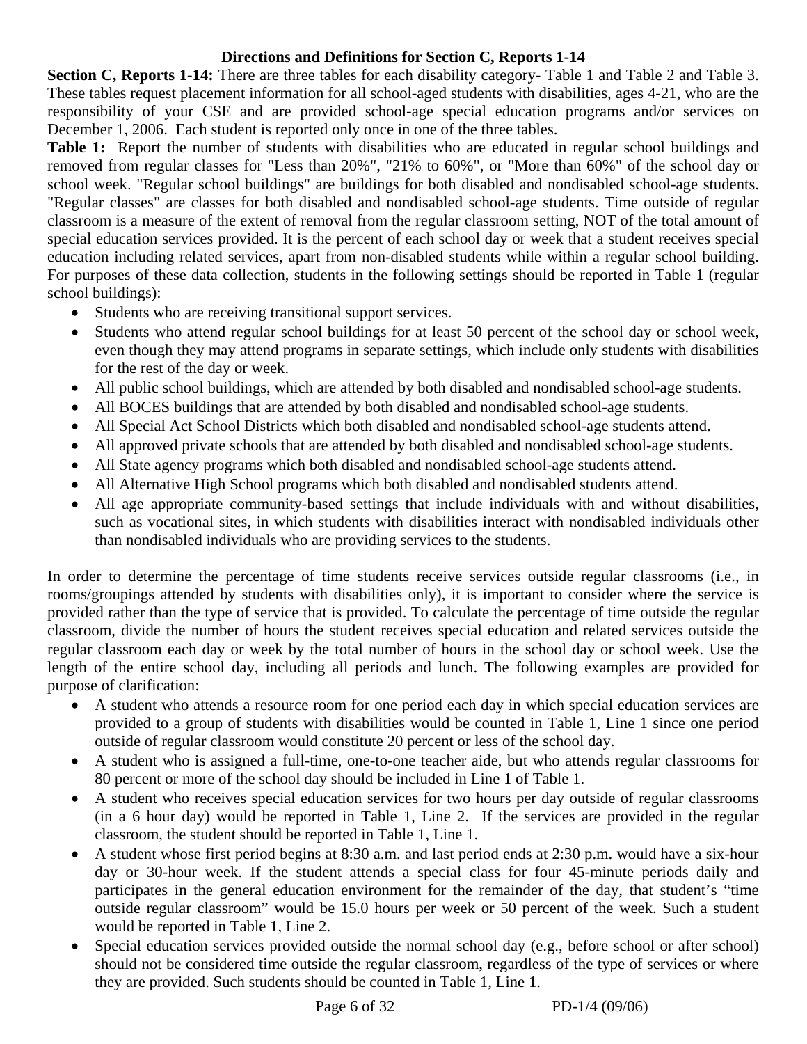## Directions and Definitions for Section C, Reports 1-14

**Section C, Reports 1-14:** There are three tables for each disability category- Table 1 and Table 2 and Table 3. These tables request placement information for all school-aged students with disabilities, ages 4-21, who are the responsibility of your CSE and are provided school-age special education programs and/or services on December 1, 2006. Each student is reported only once in one of the three tables.

**Table 1:** Report the number of students with disabilities who are educated in regular school buildings and removed from regular classes for "Less than 20%", "21% to 60%", or "More than 60%" of the school day or school week. "Regular school buildings" are buildings for both disabled and nondisabled school-age students. "Regular classes" are classes for both disabled and nondisabled school-age students. Time outside of regular classroom is a measure of the extent of removal from the regular classroom setting, NOT of the total amount of special education services provided. It is the percent of each school day or week that a student receives special education including related services, apart from non-disabled students while within a regular school building. For purposes of these data collection, students in the following settings should be reported in Table 1 (regular school buildings):

- Students who are receiving transitional support services.
- Students who attend regular school buildings for at least 50 percent of the school day or school week, even though they may attend programs in separate settings, which include only students with disabilities for the rest of the day or week.
- All public school buildings, which are attended by both disabled and nondisabled school-age students.
- All BOCES buildings that are attended by both disabled and nondisabled school-age students.
- All Special Act School Districts which both disabled and nondisabled school-age students attend.
- All approved private schools that are attended by both disabled and nondisabled school-age students.
- All State agency programs which both disabled and nondisabled school-age students attend.
- All Alternative High School programs which both disabled and nondisabled students attend.
- All age appropriate community-based settings that include individuals with and without disabilities, such as vocational sites, in which students with disabilities interact with nondisabled individuals other than nondisabled individuals who are providing services to the students.

In order to determine the percentage of time students receive services outside regular classrooms (i.e., in rooms/groupings attended by students with disabilities only), it is important to consider where the service is provided rather than the type of service that is provided. To calculate the percentage of time outside the regular classroom, divide the number of hours the student receives special education and related services outside the regular classroom each day or week by the total number of hours in the school day or school week. Use the length of the entire school day, including all periods and lunch. The following examples are provided for purpose of clarification:

- A student who attends a resource room for one period each day in which special education services are provided to a group of students with disabilities would be counted in Table 1, Line 1 since one period outside of regular classroom would constitute 20 percent or less of the school day.
- A student who is assigned a full-time, one-to-one teacher aide, but who attends regular classrooms for 80 percent or more of the school day should be included in Line 1 of Table 1.
- A student who receives special education services for two hours per day outside of regular classrooms (in a 6 hour day) would be reported in Table 1, Line 2. If the services are provided in the regular classroom, the student should be reported in Table 1, Line 1.
- A student whose first period begins at 8:30 a.m. and last period ends at 2:30 p.m. would have a six-hour day or 30-hour week. If the student attends a special class for four 45-minute periods daily and participates in the general education environment for the remainder of the day, that student's "time outside regular classroom" would be 15.0 hours per week or 50 percent of the week. Such a student would be reported in Table 1, Line 2.
- Special education services provided outside the normal school day (e.g., before school or after school) should not be considered time outside the regular classroom, regardless of the type of services or where they are provided. Such students should be counted in Table 1, Line 1.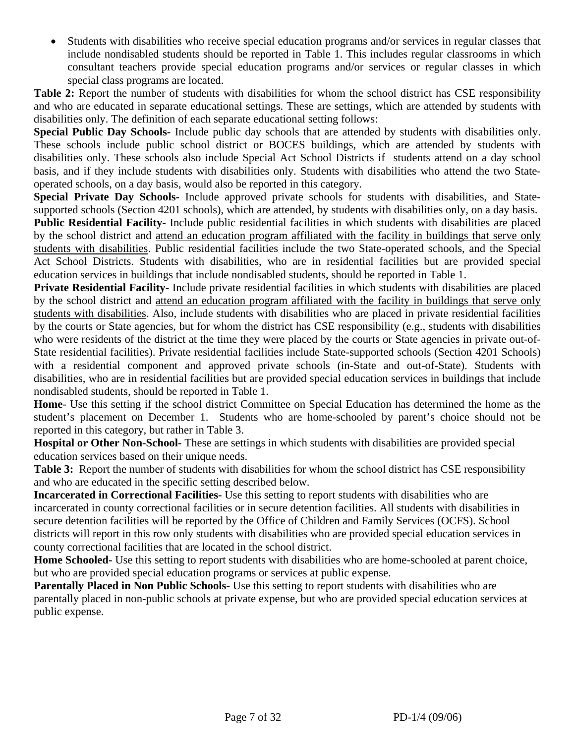- Students with disabilities who receive special education programs and/or services in regular classes that include nondisabled students should be reported in Table 1. This includes regular classrooms in which consultant teachers provide special education programs and/or services or regular classes in which special class programs are located.

**Table 2:** Report the number of students with disabilities for whom the school district has CSE responsibility and who are educated in separate educational settings. These are settings, which are attended by students with disabilities only. The definition of each separate educational setting follows:

**Special Public Day Schools-** Include public day schools that are attended by students with disabilities only. These schools include public school district or BOCES buildings, which are attended by students with disabilities only. These schools also include Special Act School Districts if students attend on a day school basis, and if they include students with disabilities only. Students with disabilities who attend the two State-operated schools, on a day basis, would also be reported in this category.

**Special Private Day Schools-** Include approved private schools for students with disabilities, and State-supported schools (Section 4201 schools), which are attended, by students with disabilities only, on a day basis.

**Public Residential Facility-** Include public residential facilities in which students with disabilities are placed by the school district and <u>attend an education program affiliated with the facility in buildings that serve only students with disabilities</u>. Public residential facilities include the two State-operated schools, and the Special Act School Districts. Students with disabilities, who are in residential facilities but are provided special education services in buildings that include nondisabled students, should be reported in Table 1.

**Private Residential Facility-** Include private residential facilities in which students with disabilities are placed by the school district and <u>attend an education program affiliated with the facility in buildings that serve only students with disabilities</u>. Also, include students with disabilities who are placed in private residential facilities by the courts or State agencies, but for whom the district has CSE responsibility (e.g., students with disabilities who were residents of the district at the time they were placed by the courts or State agencies in private out-of-State residential facilities). Private residential facilities include State-supported schools (Section 4201 Schools) with a residential component and approved private schools (in-State and out-of-State). Students with disabilities, who are in residential facilities but are provided special education services in buildings that include nondisabled students, should be reported in Table 1.

**Home**- Use this setting if the school district Committee on Special Education has determined the home as the student's placement on December 1. Students who are home-schooled by parent's choice should not be reported in this category, but rather in Table 3.

**Hospital or Other Non-School-** These are settings in which students with disabilities are provided special education services based on their unique needs.

**Table 3:** Report the number of students with disabilities for whom the school district has CSE responsibility and who are educated in the specific setting described below.

**Incarcerated in Correctional Facilities**- Use this setting to report students with disabilities who are incarcerated in county correctional facilities or in secure detention facilities. All students with disabilities in secure detention facilities will be reported by the Office of Children and Family Services (OCFS). School districts will report in this row only students with disabilities who are provided special education services in county correctional facilities that are located in the school district.

**Home Schooled-** Use this setting to report students with disabilities who are home-schooled at parent choice, but who are provided special education programs or services at public expense.

**Parentally Placed in Non Public Schools-** Use this setting to report students with disabilities who are parentally placed in non-public schools at private expense, but who are provided special education services at public expense.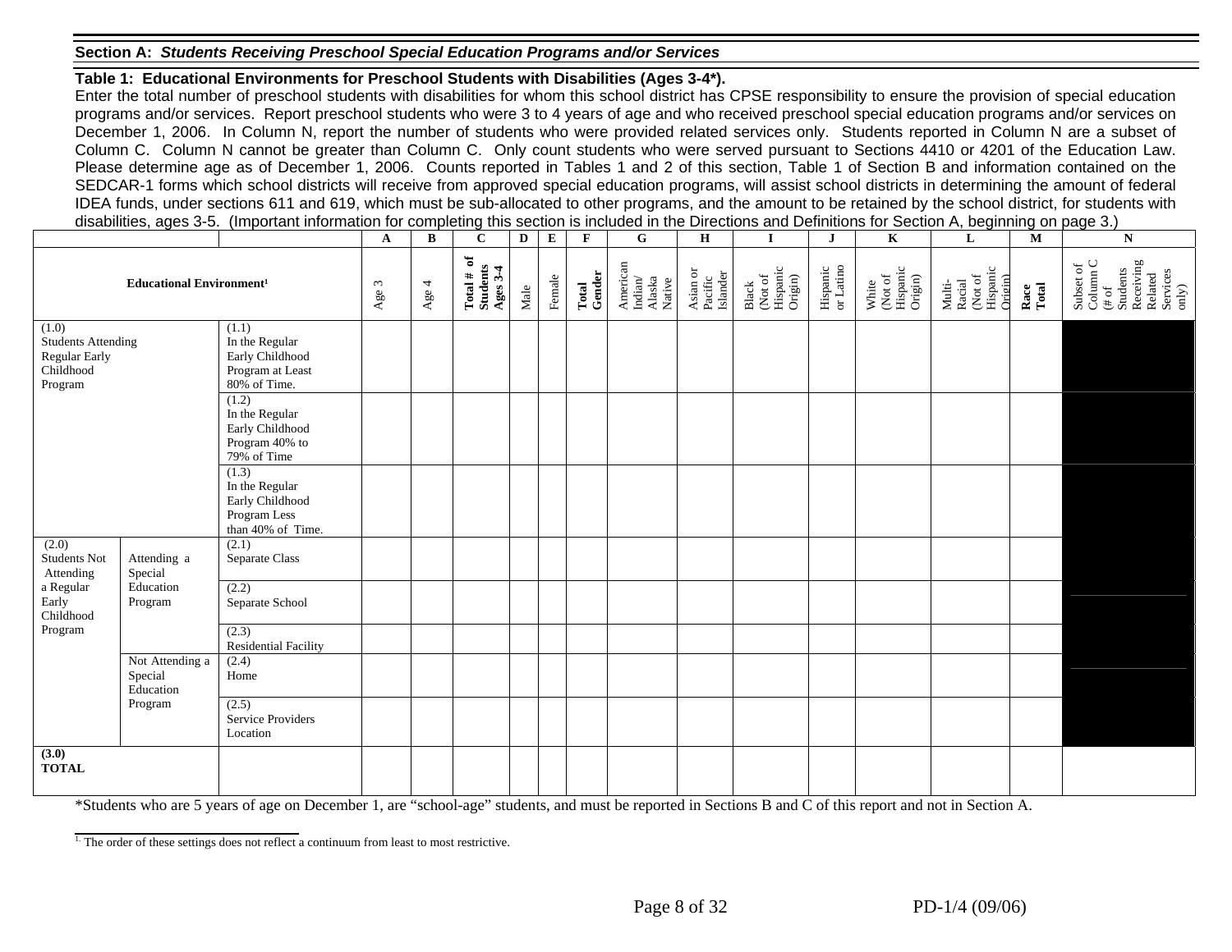## Section A: *Students Receiving Preschool Special Education Programs and/or Services*

### Table 1: Educational Environments for Preschool Students with Disabilities (Ages 3-4*).

Enter the total number of preschool students with disabilities for whom this school district has CPSE responsibility to ensure the provision of special education programs and/or services. Report preschool students who were 3 to 4 years of age and who received preschool special education programs and/or services on December 1, 2006. In Column N, report the number of students who were provided related services only. Students reported in Column N are a subset of Column C. Column N cannot be greater than Column C. Only count students who were served pursuant to Sections 4410 or 4201 of the Education Law. Please determine age as of December 1, 2006. Counts reported in Tables 1 and 2 of this section, Table 1 of Section B and information contained on the SEDCAR-1 forms which school districts will receive from approved special education programs, will assist school districts in determining the amount of federal IDEA funds, under sections 611 and 619, which must be sub-allocated to other programs, and the amount to be retained by the school district, for students with disabilities, ages 3-5. (Important information for completing this section is included in the Directions and Definitions for Section A, beginning on page 3.)

| | | | A | B | C | D | E | F | G | H | I | J | K | L | M | N |
|---|---|---|---|---|---|---|---|---|---|---|---|---|---|---|---|---|
| Educational Environment[1] | | | Age 3 | Age 4 | **Total # of Students Ages 3-4** | Male | Female | **Total Gender** | American Indian/ Alaska Native | Asian or Pacific Islander | Black (Not of Hispanic Origin) | Hispanic or Latino | White (Not of Hispanic Origin) | Multi-Racial (Not of Hispanic Origin) | **Race Total** | Subset of Column C (# of Students Receiving Related Services only) |
| (1.0) Students Attending Regular Early Childhood Program | | (1.1) In the Regular Early Childhood Program at Least 80% of Time. | | | | | | | | | | | | | | |
| | | (1.2) In the Regular Early Childhood Program 40% to 79% of Time | | | | | | | | | | | | | | |
| | | (1.3) In the Regular Early Childhood Program Less than 40% of Time. | | | | | | | | | | | | | | |
| (2.0) Students Not Attending a Regular Early Childhood Program | Attending a Special Education Program | (2.1) Separate Class | | | | | | | | | | | | | | |
| | | (2.2) Separate School | | | | | | | | | | | | | | |
| | | (2.3) Residential Facility | | | | | | | | | | | | | | |
| | Not Attending a Special Education Program | (2.4) Home | | | | | | | | | | | | | | |
| | | (2.5) Service Providers Location | | | | | | | | | | | | | | |
| **(3.0) TOTAL** | | | | | | | | | | | | | | | | |

*Students who are 5 years of age on December 1, are "school-age" students, and must be reported in Sections B and C of this report and not in Section A.

[1] The order of these settings does not reflect a continuum from least to most restrictive.

PD-1/4 (09/06)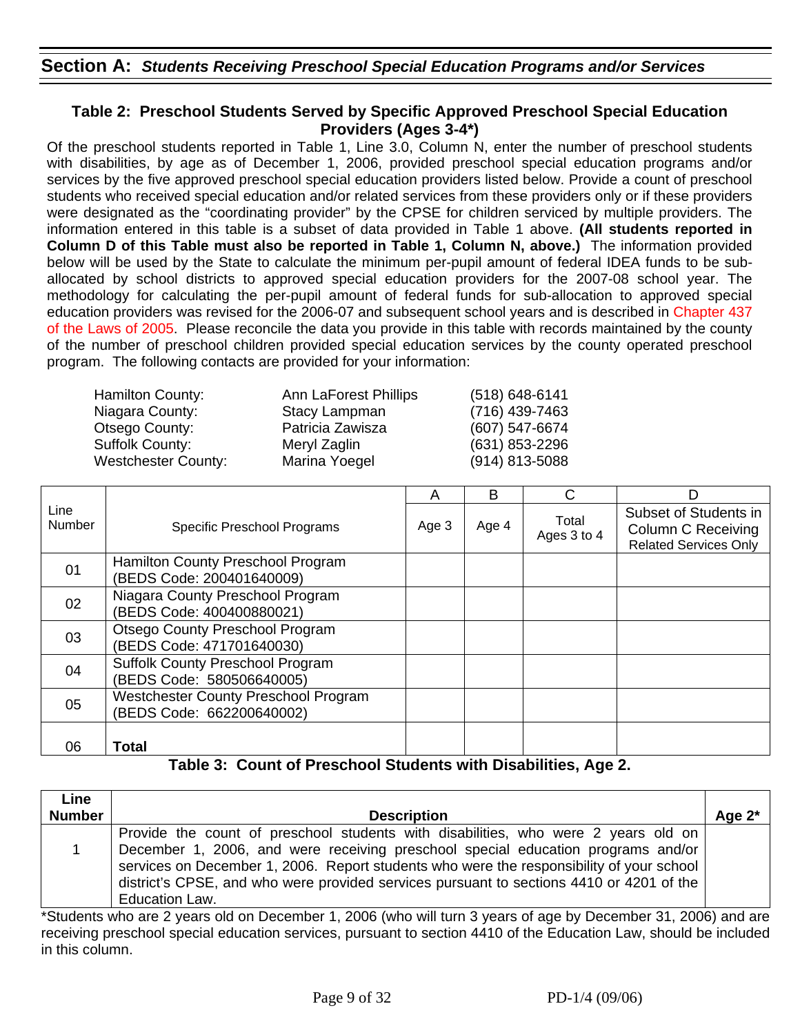## Section A: *Students Receiving Preschool Special Education Programs and/or Services*

### Table 2: Preschool Students Served by Specific Approved Preschool Special Education Providers (Ages 3-4*)

Of the preschool students reported in Table 1, Line 3.0, Column N, enter the number of preschool students with disabilities, by age as of December 1, 2006, provided preschool special education programs and/or services by the five approved preschool special education providers listed below. Provide a count of preschool students who received special education and/or related services from these providers only or if these providers were designated as the "coordinating provider" by the CPSE for children serviced by multiple providers. The information entered in this table is a subset of data provided in Table 1 above. **(All students reported in Column D of this Table must also be reported in Table 1, Column N, above.)** The information provided below will be used by the State to calculate the minimum per-pupil amount of federal IDEA funds to be sub-allocated by school districts to approved special education providers for the 2007-08 school year. The methodology for calculating the per-pupil amount of federal funds for sub-allocation to approved special education providers was revised for the 2006-07 and subsequent school years and is described in Chapter 437 of the Laws of 2005. Please reconcile the data you provide in this table with records maintained by the county of the number of preschool children provided special education services by the county operated preschool program. The following contacts are provided for your information:

| | | |
|---|---|---|
| Hamilton County: | Ann LaForest Phillips | (518) 648-6141 |
| Niagara County: | Stacy Lampman | (716) 439-7463 |
| Otsego County: | Patricia Zawisza | (607) 547-6674 |
| Suffolk County: | Meryl Zaglin | (631) 853-2296 |
| Westchester County: | Marina Yoegel | (914) 813-5088 |

| Line Number | Specific Preschool Programs | A<br>Age 3 | B<br>Age 4 | C<br>Total Ages 3 to 4 | D<br>Subset of Students in Column C Receiving Related Services Only |
|---|---|---|---|---|---|
| 01 | Hamilton County Preschool Program (BEDS Code: 200401640009) | | | | |
| 02 | Niagara County Preschool Program (BEDS Code: 400400880021) | | | | |
| 03 | Otsego County Preschool Program (BEDS Code: 471701640030) | | | | |
| 04 | Suffolk County Preschool Program (BEDS Code: 580506640005) | | | | |
| 05 | Westchester County Preschool Program (BEDS Code: 662200640002) | | | | |
| 06 | **Total** | | | | |

### Table 3: Count of Preschool Students with Disabilities, Age 2.

| Line Number | Description | Age 2* |
|---|---|---|
| 1 | Provide the count of preschool students with disabilities, who were 2 years old on December 1, 2006, and were receiving preschool special education programs and/or services on December 1, 2006. Report students who were the responsibility of your school district's CPSE, and who were provided services pursuant to sections 4410 or 4201 of the Education Law. | |

*Students who are 2 years old on December 1, 2006 (who will turn 3 years of age by December 31, 2006) and are receiving preschool special education services, pursuant to section 4410 of the Education Law, should be included in this column.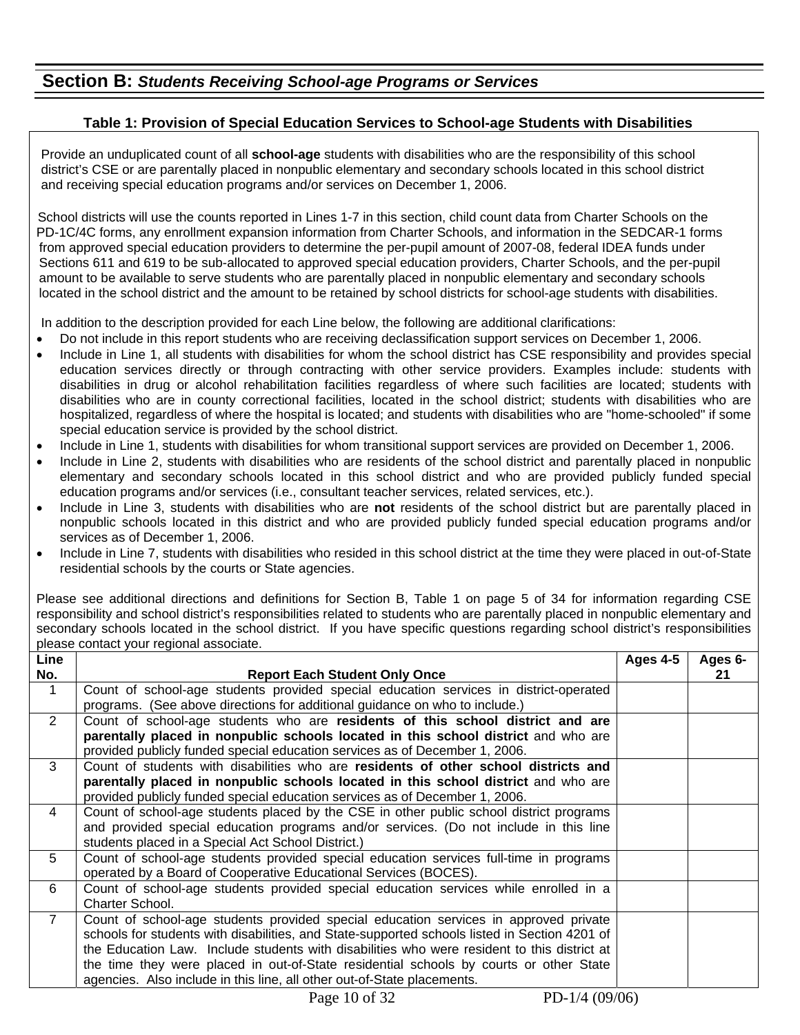## Section B: *Students Receiving School-age Programs or Services*

### Table 1: Provision of Special Education Services to School-age Students with Disabilities

Provide an unduplicated count of all **school-age** students with disabilities who are the responsibility of this school district's CSE or are parentally placed in nonpublic elementary and secondary schools located in this school district and receiving special education programs and/or services on December 1, 2006.

School districts will use the counts reported in Lines 1-7 in this section, child count data from Charter Schools on the PD-1C/4C forms, any enrollment expansion information from Charter Schools, and information in the SEDCAR-1 forms from approved special education providers to determine the per-pupil amount of 2007-08, federal IDEA funds under Sections 611 and 619 to be sub-allocated to approved special education providers, Charter Schools, and the per-pupil amount to be available to serve students who are parentally placed in nonpublic elementary and secondary schools located in the school district and the amount to be retained by school districts for school-age students with disabilities.

In addition to the description provided for each Line below, the following are additional clarifications:

- Do not include in this report students who are receiving declassification support services on December 1, 2006.
- Include in Line 1, all students with disabilities for whom the school district has CSE responsibility and provides special education services directly or through contracting with other service providers. Examples include: students with disabilities in drug or alcohol rehabilitation facilities regardless of where such facilities are located; students with disabilities who are in county correctional facilities, located in the school district; students with disabilities who are hospitalized, regardless of where the hospital is located; and students with disabilities who are "home-schooled" if some special education service is provided by the school district.
- Include in Line 1, students with disabilities for whom transitional support services are provided on December 1, 2006.
- Include in Line 2, students with disabilities who are residents of the school district and parentally placed in nonpublic elementary and secondary schools located in this school district and who are provided publicly funded special education programs and/or services (i.e., consultant teacher services, related services, etc.).
- Include in Line 3, students with disabilities who are **not** residents of the school district but are parentally placed in nonpublic schools located in this district and who are provided publicly funded special education programs and/or services as of December 1, 2006.
- Include in Line 7, students with disabilities who resided in this school district at the time they were placed in out-of-State residential schools by the courts or State agencies.

Please see additional directions and definitions for Section B, Table 1 on page 5 of 34 for information regarding CSE responsibility and school district's responsibilities related to students who are parentally placed in nonpublic elementary and secondary schools located in the school district. If you have specific questions regarding school district's responsibilities please contact your regional associate.

| Line No. | Report Each Student Only Once | Ages 4-5 | Ages 6-21 |
|---|---|---|---|
| 1 | Count of school-age students provided special education services in district-operated programs. (See above directions for additional guidance on who to include.) | | |
| 2 | Count of school-age students who are **residents of this school district and are parentally placed in nonpublic schools located in this school district** and who are provided publicly funded special education services as of December 1, 2006. | | |
| 3 | Count of students with disabilities who are **residents of other school districts and parentally placed in nonpublic schools located in this school district** and who are provided publicly funded special education services as of December 1, 2006. | | |
| 4 | Count of school-age students placed by the CSE in other public school district programs and provided special education programs and/or services. (Do not include in this line students placed in a Special Act School District.) | | |
| 5 | Count of school-age students provided special education services full-time in programs operated by a Board of Cooperative Educational Services (BOCES). | | |
| 6 | Count of school-age students provided special education services while enrolled in a Charter School. | | |
| 7 | Count of school-age students provided special education services in approved private schools for students with disabilities, and State-supported schools listed in Section 4201 of the Education Law. Include students with disabilities who were resident to this district at the time they were placed in out-of-State residential schools by courts or other State agencies. Also include in this line, all other out-of-State placements. | | |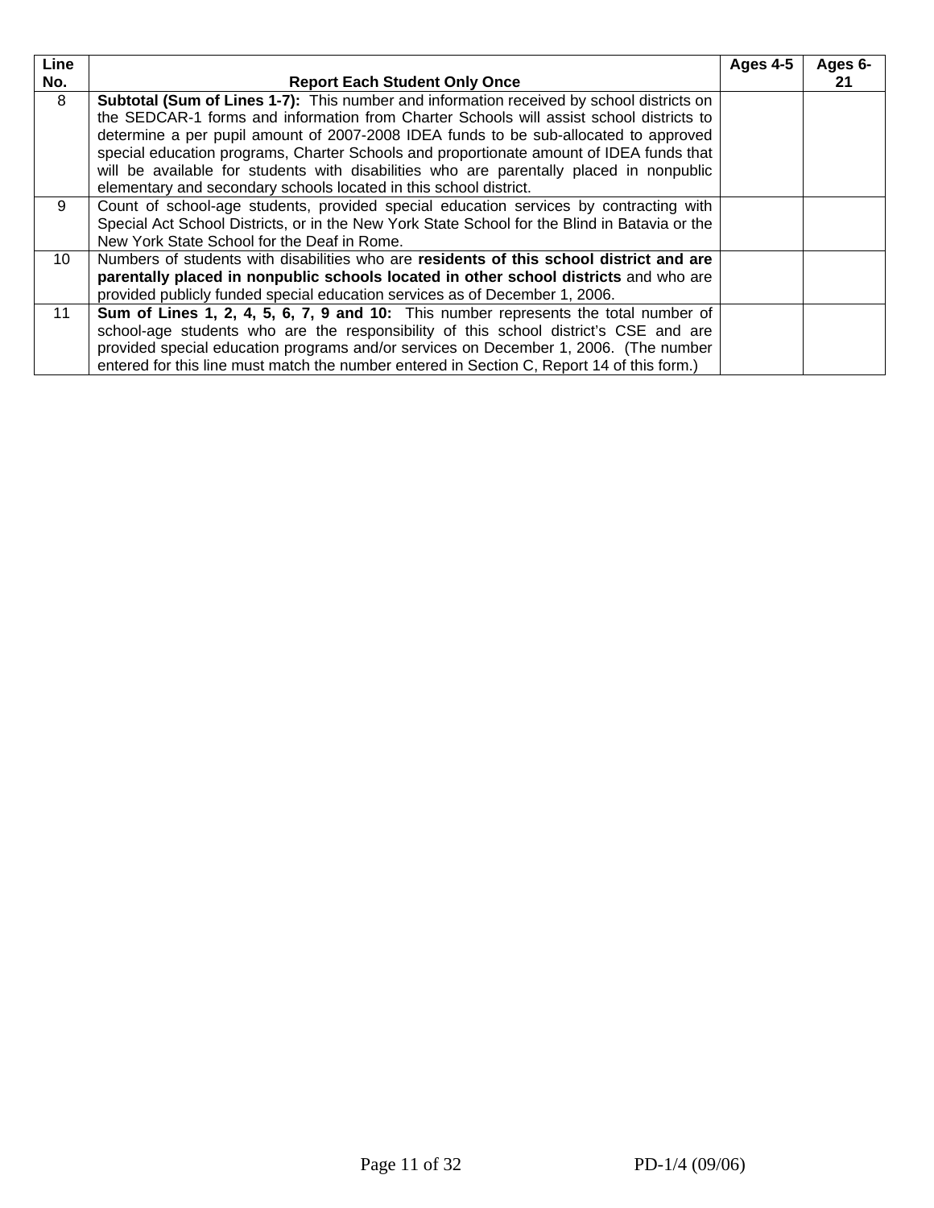| Line No. | Report Each Student Only Once | Ages 4-5 | Ages 6-21 |
|---|---|---|---|
| 8 | **Subtotal (Sum of Lines 1-7):** This number and information received by school districts on the SEDCAR-1 forms and information from Charter Schools will assist school districts to determine a per pupil amount of 2007-2008 IDEA funds to be sub-allocated to approved special education programs, Charter Schools and proportionate amount of IDEA funds that will be available for students with disabilities who are parentally placed in nonpublic elementary and secondary schools located in this school district. | | |
| 9 | Count of school-age students, provided special education services by contracting with Special Act School Districts, or in the New York State School for the Blind in Batavia or the New York State School for the Deaf in Rome. | | |
| 10 | Numbers of students with disabilities who are **residents of this school district and are parentally placed in nonpublic schools located in other school districts** and who are provided publicly funded special education services as of December 1, 2006. | | |
| 11 | **Sum of Lines 1, 2, 4, 5, 6, 7, 9 and 10:** This number represents the total number of school-age students who are the responsibility of this school district's CSE and are provided special education programs and/or services on December 1, 2006. (The number entered for this line must match the number entered in Section C, Report 14 of this form.) | | |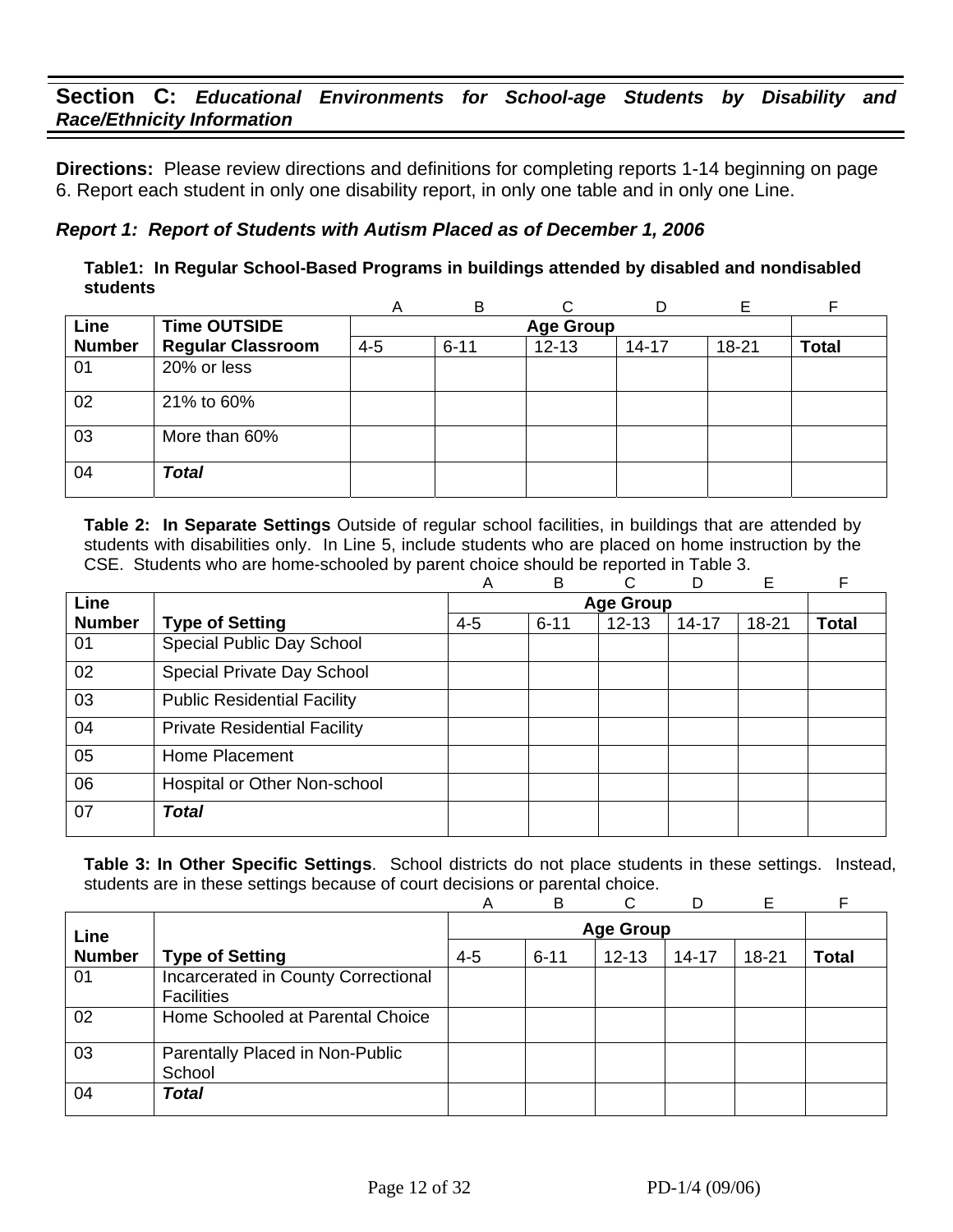## Section C: *Educational Environments for School-age Students by Disability and Race/Ethnicity Information*

**Directions:** Please review directions and definitions for completing reports 1-14 beginning on page 6. Report each student in only one disability report, in only one table and in only one Line.

### *Report 1: Report of Students with Autism Placed as of December 1, 2006*

**Table1: In Regular School-Based Programs in buildings attended by disabled and nondisabled students**

| | | A | B | C | D | E | F |
|---|---|---|---|---|---|---|---|
| **Line Number** | **Time OUTSIDE Regular Classroom** | **Age Group** | | | | | |
| | | 4-5 | 6-11 | 12-13 | 14-17 | 18-21 | **Total** |
| 01 | 20% or less | | | | | | |
| 02 | 21% to 60% | | | | | | |
| 03 | More than 60% | | | | | | |
| 04 | ***Total*** | | | | | | |

**Table 2: In Separate Settings** Outside of regular school facilities, in buildings that are attended by students with disabilities only. In Line 5, include students who are placed on home instruction by the CSE. Students who are home-schooled by parent choice should be reported in Table 3.

| | | A | B | C | D | E | F |
|---|---|---|---|---|---|---|---|
| **Line Number** | **Type of Setting** | **Age Group** | | | | | |
| | | 4-5 | 6-11 | 12-13 | 14-17 | 18-21 | **Total** |
| 01 | Special Public Day School | | | | | | |
| 02 | Special Private Day School | | | | | | |
| 03 | Public Residential Facility | | | | | | |
| 04 | Private Residential Facility | | | | | | |
| 05 | Home Placement | | | | | | |
| 06 | Hospital or Other Non-school | | | | | | |
| 07 | ***Total*** | | | | | | |

**Table 3: In Other Specific Settings**. School districts do not place students in these settings. Instead, students are in these settings because of court decisions or parental choice.

| | | A | B | C | D | E | F |
|---|---|---|---|---|---|---|---|
| **Line Number** | **Type of Setting** | **Age Group** | | | | | |
| | | 4-5 | 6-11 | 12-13 | 14-17 | 18-21 | **Total** |
| 01 | Incarcerated in County Correctional Facilities | | | | | | |
| 02 | Home Schooled at Parental Choice | | | | | | |
| 03 | Parentally Placed in Non-Public School | | | | | | |
| 04 | ***Total*** | | | | | | |

PD-1/4 (09/06)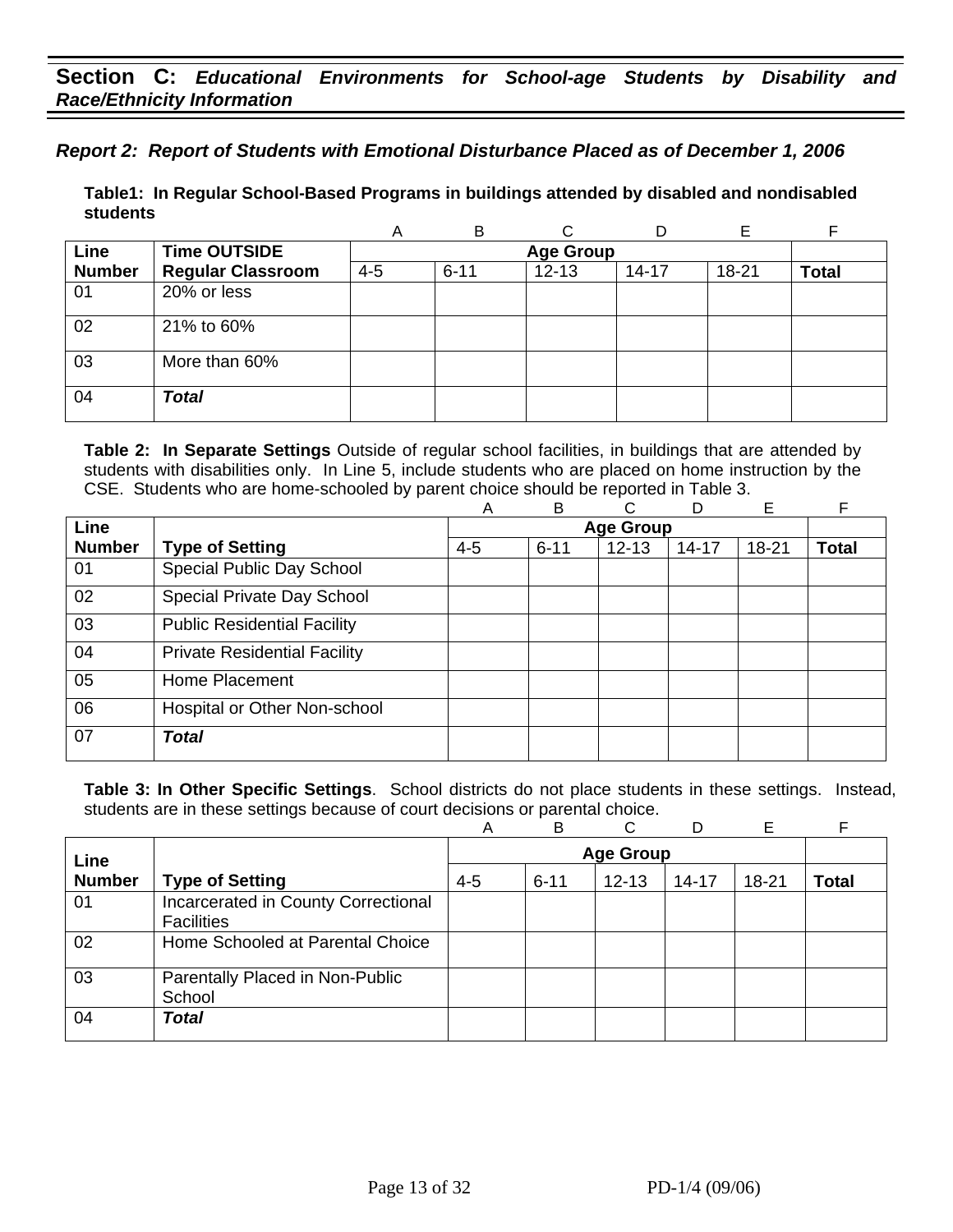## Section C: *Educational Environments for School-age Students by Disability and Race/Ethnicity Information*

### *Report 2: Report of Students with Emotional Disturbance Placed as of December 1, 2006*

**Table1: In Regular School-Based Programs in buildings attended by disabled and nondisabled students**

| | | A | B | C | D | E | F |
|---|---|---|---|---|---|---|---|
| **Line** | **Time OUTSIDE** | **Age Group** | | | | | |
| **Number** | **Regular Classroom** | 4-5 | 6-11 | 12-13 | 14-17 | 18-21 | **Total** |
| 01 | 20% or less | | | | | | |
| 02 | 21% to 60% | | | | | | |
| 03 | More than 60% | | | | | | |
| 04 | ***Total*** | | | | | | |

**Table 2: In Separate Settings** Outside of regular school facilities, in buildings that are attended by students with disabilities only. In Line 5, include students who are placed on home instruction by the CSE. Students who are home-schooled by parent choice should be reported in Table 3.

| | | A | B | C | D | E | F |
|---|---|---|---|---|---|---|---|
| **Line** | | **Age Group** | | | | | |
| **Number** | **Type of Setting** | 4-5 | 6-11 | 12-13 | 14-17 | 18-21 | **Total** |
| 01 | Special Public Day School | | | | | | |
| 02 | Special Private Day School | | | | | | |
| 03 | Public Residential Facility | | | | | | |
| 04 | Private Residential Facility | | | | | | |
| 05 | Home Placement | | | | | | |
| 06 | Hospital or Other Non-school | | | | | | |
| 07 | ***Total*** | | | | | | |

**Table 3: In Other Specific Settings**. School districts do not place students in these settings. Instead, students are in these settings because of court decisions or parental choice.

| | | A | B | C | D | E | F |
|---|---|---|---|---|---|---|---|
| **Line** | | **Age Group** | | | | | |
| **Number** | **Type of Setting** | 4-5 | 6-11 | 12-13 | 14-17 | 18-21 | **Total** |
| 01 | Incarcerated in County Correctional Facilities | | | | | | |
| 02 | Home Schooled at Parental Choice | | | | | | |
| 03 | Parentally Placed in Non-Public School | | | | | | |
| 04 | ***Total*** | | | | | | |

PD-1/4 (09/06)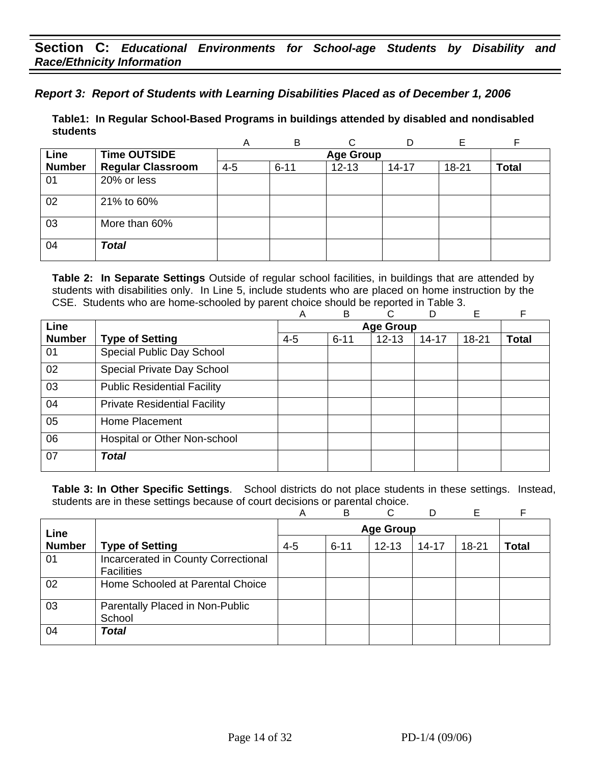## Section C: *Educational Environments for School-age Students by Disability and Race/Ethnicity Information*

### *Report 3: Report of Students with Learning Disabilities Placed as of December 1, 2006*

**Table1: In Regular School-Based Programs in buildings attended by disabled and nondisabled students**

| | | A | B | C | D | E | F |
|---|---|---|---|---|---|---|---|
| **Line Number** | **Time OUTSIDE Regular Classroom** | **Age Group** | | | | | |
| | | 4-5 | 6-11 | 12-13 | 14-17 | 18-21 | **Total** |
| 01 | 20% or less | | | | | | |
| 02 | 21% to 60% | | | | | | |
| 03 | More than 60% | | | | | | |
| 04 | ***Total*** | | | | | | |

**Table 2: In Separate Settings** Outside of regular school facilities, in buildings that are attended by students with disabilities only. In Line 5, include students who are placed on home instruction by the CSE. Students who are home-schooled by parent choice should be reported in Table 3.

| | | A | B | C | D | E | F |
|---|---|---|---|---|---|---|---|
| **Line Number** | **Type of Setting** | **Age Group** | | | | | |
| | | 4-5 | 6-11 | 12-13 | 14-17 | 18-21 | **Total** |
| 01 | Special Public Day School | | | | | | |
| 02 | Special Private Day School | | | | | | |
| 03 | Public Residential Facility | | | | | | |
| 04 | Private Residential Facility | | | | | | |
| 05 | Home Placement | | | | | | |
| 06 | Hospital or Other Non-school | | | | | | |
| 07 | ***Total*** | | | | | | |

**Table 3: In Other Specific Settings**. School districts do not place students in these settings. Instead, students are in these settings because of court decisions or parental choice.

| | | A | B | C | D | E | F |
|---|---|---|---|---|---|---|---|
| **Line Number** | **Type of Setting** | **Age Group** | | | | | |
| | | 4-5 | 6-11 | 12-13 | 14-17 | 18-21 | **Total** |
| 01 | Incarcerated in County Correctional Facilities | | | | | | |
| 02 | Home Schooled at Parental Choice | | | | | | |
| 03 | Parentally Placed in Non-Public School | | | | | | |
| 04 | ***Total*** | | | | | | |

PD-1/4 (09/06)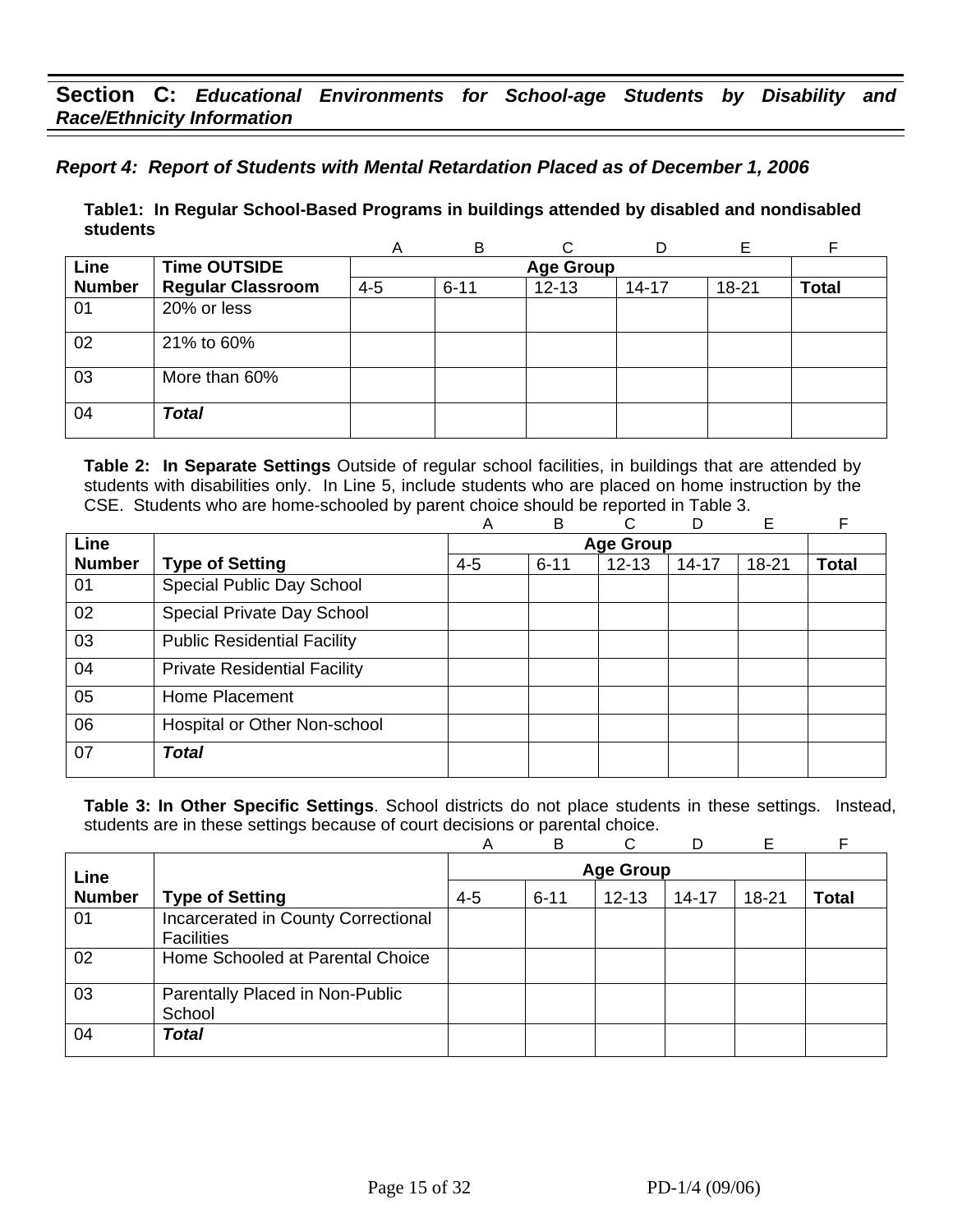## Section C: *Educational Environments for School-age Students by Disability and Race/Ethnicity Information*

### *Report 4: Report of Students with Mental Retardation Placed as of December 1, 2006*

**Table1: In Regular School-Based Programs in buildings attended by disabled and nondisabled students**

| | | A | B | C | D | E | F |
|---|---|---|---|---|---|---|---|
| **Line Number** | **Time OUTSIDE Regular Classroom** | **Age Group** | | | | | |
| | | 4-5 | 6-11 | 12-13 | 14-17 | 18-21 | **Total** |
| 01 | 20% or less | | | | | | |
| 02 | 21% to 60% | | | | | | |
| 03 | More than 60% | | | | | | |
| 04 | ***Total*** | | | | | | |

**Table 2: In Separate Settings** Outside of regular school facilities, in buildings that are attended by students with disabilities only. In Line 5, include students who are placed on home instruction by the CSE. Students who are home-schooled by parent choice should be reported in Table 3.

| | | A | B | C | D | E | F |
|---|---|---|---|---|---|---|---|
| **Line Number** | **Type of Setting** | **Age Group** | | | | | |
| | | 4-5 | 6-11 | 12-13 | 14-17 | 18-21 | **Total** |
| 01 | Special Public Day School | | | | | | |
| 02 | Special Private Day School | | | | | | |
| 03 | Public Residential Facility | | | | | | |
| 04 | Private Residential Facility | | | | | | |
| 05 | Home Placement | | | | | | |
| 06 | Hospital or Other Non-school | | | | | | |
| 07 | ***Total*** | | | | | | |

**Table 3: In Other Specific Settings**. School districts do not place students in these settings. Instead, students are in these settings because of court decisions or parental choice.

| | | A | B | C | D | E | F |
|---|---|---|---|---|---|---|---|
| **Line Number** | **Type of Setting** | **Age Group** | | | | | |
| | | 4-5 | 6-11 | 12-13 | 14-17 | 18-21 | **Total** |
| 01 | Incarcerated in County Correctional Facilities | | | | | | |
| 02 | Home Schooled at Parental Choice | | | | | | |
| 03 | Parentally Placed in Non-Public School | | | | | | |
| 04 | ***Total*** | | | | | | |

PD-1/4 (09/06)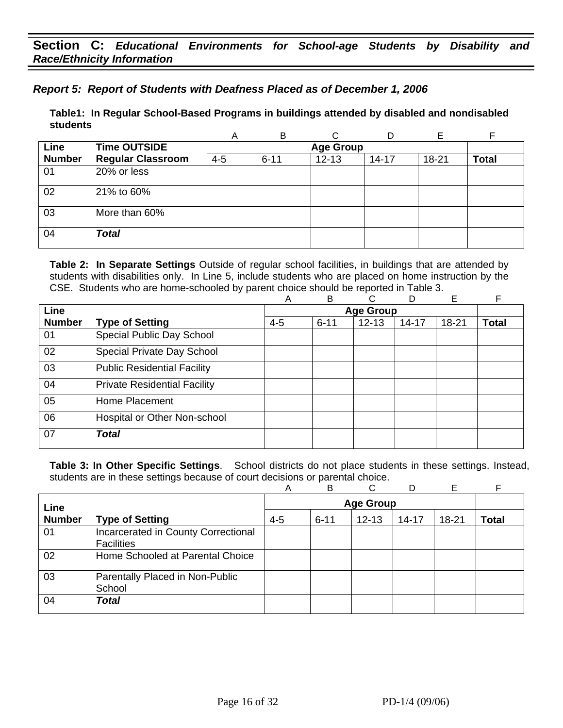## Section C: *Educational Environments for School-age Students by Disability and Race/Ethnicity Information*

### *Report 5: Report of Students with Deafness Placed as of December 1, 2006*

**Table1: In Regular School-Based Programs in buildings attended by disabled and nondisabled students**

| | | A | B | C | D | E | F |
|---|---|---|---|---|---|---|---|
| **Line Number** | **Time OUTSIDE Regular Classroom** | **Age Group** | | | | | |
| | | 4-5 | 6-11 | 12-13 | 14-17 | 18-21 | **Total** |
| 01 | 20% or less | | | | | | |
| 02 | 21% to 60% | | | | | | |
| 03 | More than 60% | | | | | | |
| 04 | ***Total*** | | | | | | |

**Table 2: In Separate Settings** Outside of regular school facilities, in buildings that are attended by students with disabilities only. In Line 5, include students who are placed on home instruction by the CSE. Students who are home-schooled by parent choice should be reported in Table 3.

| | | A | B | C | D | E | F |
|---|---|---|---|---|---|---|---|
| **Line Number** | **Type of Setting** | **Age Group** | | | | | |
| | | 4-5 | 6-11 | 12-13 | 14-17 | 18-21 | **Total** |
| 01 | Special Public Day School | | | | | | |
| 02 | Special Private Day School | | | | | | |
| 03 | Public Residential Facility | | | | | | |
| 04 | Private Residential Facility | | | | | | |
| 05 | Home Placement | | | | | | |
| 06 | Hospital or Other Non-school | | | | | | |
| 07 | ***Total*** | | | | | | |

**Table 3: In Other Specific Settings**. School districts do not place students in these settings. Instead, students are in these settings because of court decisions or parental choice.

| | | A | B | C | D | E | F |
|---|---|---|---|---|---|---|---|
| **Line Number** | **Type of Setting** | **Age Group** | | | | | |
| | | 4-5 | 6-11 | 12-13 | 14-17 | 18-21 | **Total** |
| 01 | Incarcerated in County Correctional Facilities | | | | | | |
| 02 | Home Schooled at Parental Choice | | | | | | |
| 03 | Parentally Placed in Non-Public School | | | | | | |
| 04 | ***Total*** | | | | | | |

PD-1/4 (09/06)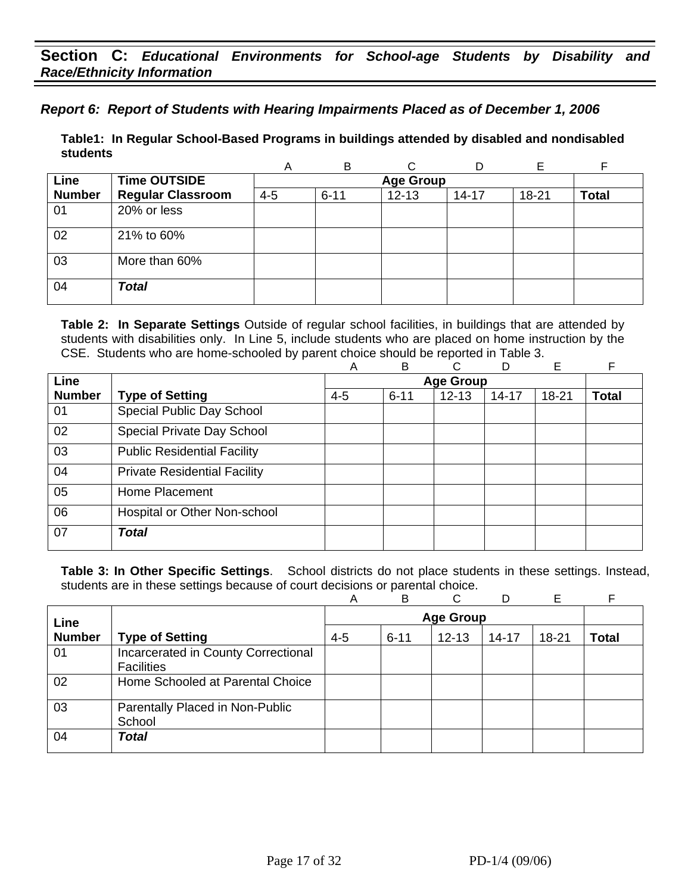## Section C: *Educational Environments for School-age Students by Disability and Race/Ethnicity Information*

### *Report 6: Report of Students with Hearing Impairments Placed as of December 1, 2006*

**Table1: In Regular School-Based Programs in buildings attended by disabled and nondisabled students**

| | | A | B | C | D | E | F |
|---|---|---|---|---|---|---|---|
| **Line Number** | **Time OUTSIDE Regular Classroom** | **Age Group** | | | | | |
| | | 4-5 | 6-11 | 12-13 | 14-17 | 18-21 | **Total** |
| 01 | 20% or less | | | | | | |
| 02 | 21% to 60% | | | | | | |
| 03 | More than 60% | | | | | | |
| 04 | ***Total*** | | | | | | |

**Table 2: In Separate Settings** Outside of regular school facilities, in buildings that are attended by students with disabilities only. In Line 5, include students who are placed on home instruction by the CSE. Students who are home-schooled by parent choice should be reported in Table 3.

| | | A | B | C | D | E | F |
|---|---|---|---|---|---|---|---|
| **Line Number** | **Type of Setting** | **Age Group** | | | | | |
| | | 4-5 | 6-11 | 12-13 | 14-17 | 18-21 | **Total** |
| 01 | Special Public Day School | | | | | | |
| 02 | Special Private Day School | | | | | | |
| 03 | Public Residential Facility | | | | | | |
| 04 | Private Residential Facility | | | | | | |
| 05 | Home Placement | | | | | | |
| 06 | Hospital or Other Non-school | | | | | | |
| 07 | ***Total*** | | | | | | |

**Table 3: In Other Specific Settings**. School districts do not place students in these settings. Instead, students are in these settings because of court decisions or parental choice.

| | | A | B | C | D | E | F |
|---|---|---|---|---|---|---|---|
| **Line Number** | **Type of Setting** | **Age Group** | | | | | |
| | | 4-5 | 6-11 | 12-13 | 14-17 | 18-21 | **Total** |
| 01 | Incarcerated in County Correctional Facilities | | | | | | |
| 02 | Home Schooled at Parental Choice | | | | | | |
| 03 | Parentally Placed in Non-Public School | | | | | | |
| 04 | ***Total*** | | | | | | |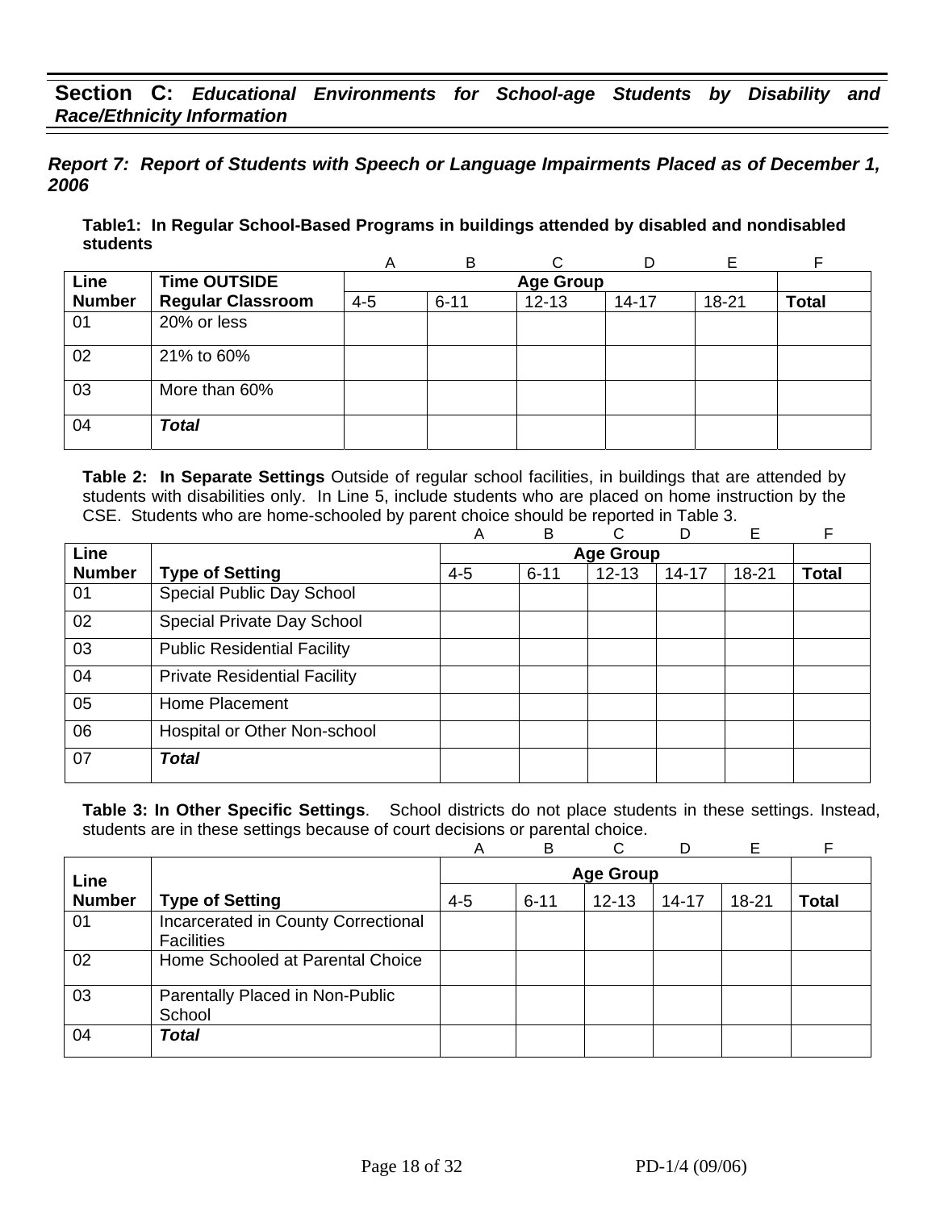## Section C: *Educational Environments for School-age Students by Disability and Race/Ethnicity Information*

### *Report 7: Report of Students with Speech or Language Impairments Placed as of December 1, 2006*

**Table1: In Regular School-Based Programs in buildings attended by disabled and nondisabled students**

| | | A | B | C | D | E | F |
|---|---|---|---|---|---|---|---|
| **Line Number** | **Time OUTSIDE Regular Classroom** | **Age Group** | | | | | |
| | | 4-5 | 6-11 | 12-13 | 14-17 | 18-21 | **Total** |
| 01 | 20% or less | | | | | | |
| 02 | 21% to 60% | | | | | | |
| 03 | More than 60% | | | | | | |
| 04 | ***Total*** | | | | | | |

**Table 2: In Separate Settings** Outside of regular school facilities, in buildings that are attended by students with disabilities only. In Line 5, include students who are placed on home instruction by the CSE. Students who are home-schooled by parent choice should be reported in Table 3.

| | | A | B | C | D | E | F |
|---|---|---|---|---|---|---|---|
| **Line Number** | **Type of Setting** | **Age Group** | | | | | |
| | | 4-5 | 6-11 | 12-13 | 14-17 | 18-21 | **Total** |
| 01 | Special Public Day School | | | | | | |
| 02 | Special Private Day School | | | | | | |
| 03 | Public Residential Facility | | | | | | |
| 04 | Private Residential Facility | | | | | | |
| 05 | Home Placement | | | | | | |
| 06 | Hospital or Other Non-school | | | | | | |
| 07 | ***Total*** | | | | | | |

**Table 3: In Other Specific Settings**. School districts do not place students in these settings. Instead, students are in these settings because of court decisions or parental choice.

| | | A | B | C | D | E | F |
|---|---|---|---|---|---|---|---|
| **Line Number** | **Type of Setting** | **Age Group** | | | | | |
| | | 4-5 | 6-11 | 12-13 | 14-17 | 18-21 | **Total** |
| 01 | Incarcerated in County Correctional Facilities | | | | | | |
| 02 | Home Schooled at Parental Choice | | | | | | |
| 03 | Parentally Placed in Non-Public School | | | | | | |
| 04 | ***Total*** | | | | | | |

PD-1/4 (09/06)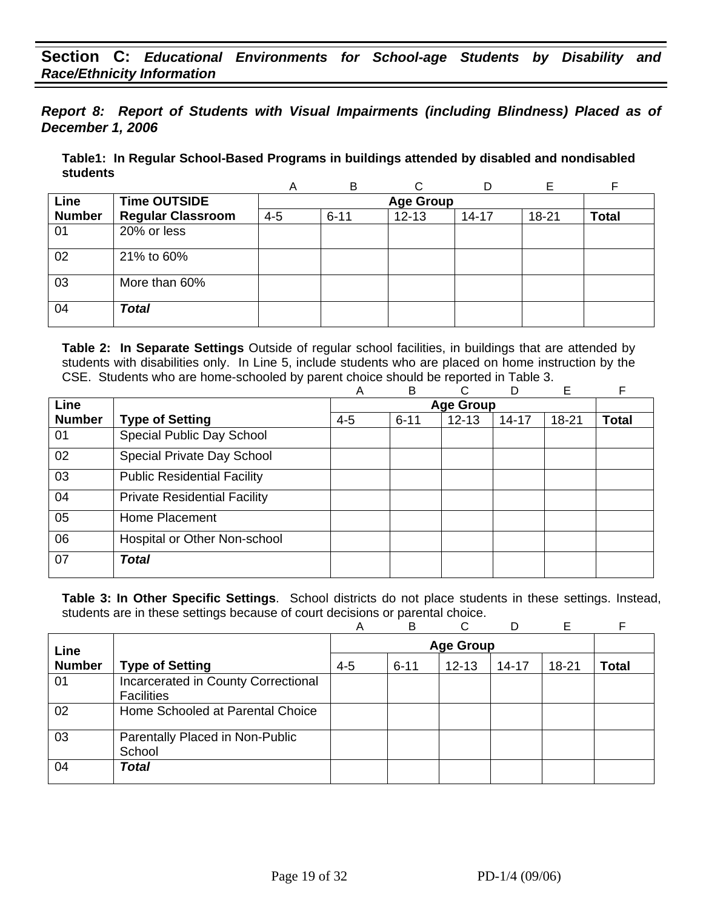## Section C: *Educational Environments for School-age Students by Disability and Race/Ethnicity Information*

### *Report 8: Report of Students with Visual Impairments (including Blindness) Placed as of December 1, 2006*

**Table1: In Regular School-Based Programs in buildings attended by disabled and nondisabled students**

| | | A | B | C | D | E | F |
|---|---|---|---|---|---|---|---|
| **Line Number** | **Time OUTSIDE Regular Classroom** | **Age Group** | | | | | |
| | | 4-5 | 6-11 | 12-13 | 14-17 | 18-21 | **Total** |
| 01 | 20% or less | | | | | | |
| 02 | 21% to 60% | | | | | | |
| 03 | More than 60% | | | | | | |
| 04 | ***Total*** | | | | | | |

**Table 2: In Separate Settings** Outside of regular school facilities, in buildings that are attended by students with disabilities only. In Line 5, include students who are placed on home instruction by the CSE. Students who are home-schooled by parent choice should be reported in Table 3.

| | | A | B | C | D | E | F |
|---|---|---|---|---|---|---|---|
| **Line Number** | **Type of Setting** | **Age Group** | | | | | |
| | | 4-5 | 6-11 | 12-13 | 14-17 | 18-21 | **Total** |
| 01 | Special Public Day School | | | | | | |
| 02 | Special Private Day School | | | | | | |
| 03 | Public Residential Facility | | | | | | |
| 04 | Private Residential Facility | | | | | | |
| 05 | Home Placement | | | | | | |
| 06 | Hospital or Other Non-school | | | | | | |
| 07 | ***Total*** | | | | | | |

**Table 3: In Other Specific Settings**. School districts do not place students in these settings. Instead, students are in these settings because of court decisions or parental choice.

| | | A | B | C | D | E | F |
|---|---|---|---|---|---|---|---|
| **Line Number** | **Type of Setting** | **Age Group** | | | | | |
| | | 4-5 | 6-11 | 12-13 | 14-17 | 18-21 | **Total** |
| 01 | Incarcerated in County Correctional Facilities | | | | | | |
| 02 | Home Schooled at Parental Choice | | | | | | |
| 03 | Parentally Placed in Non-Public School | | | | | | |
| 04 | ***Total*** | | | | | | |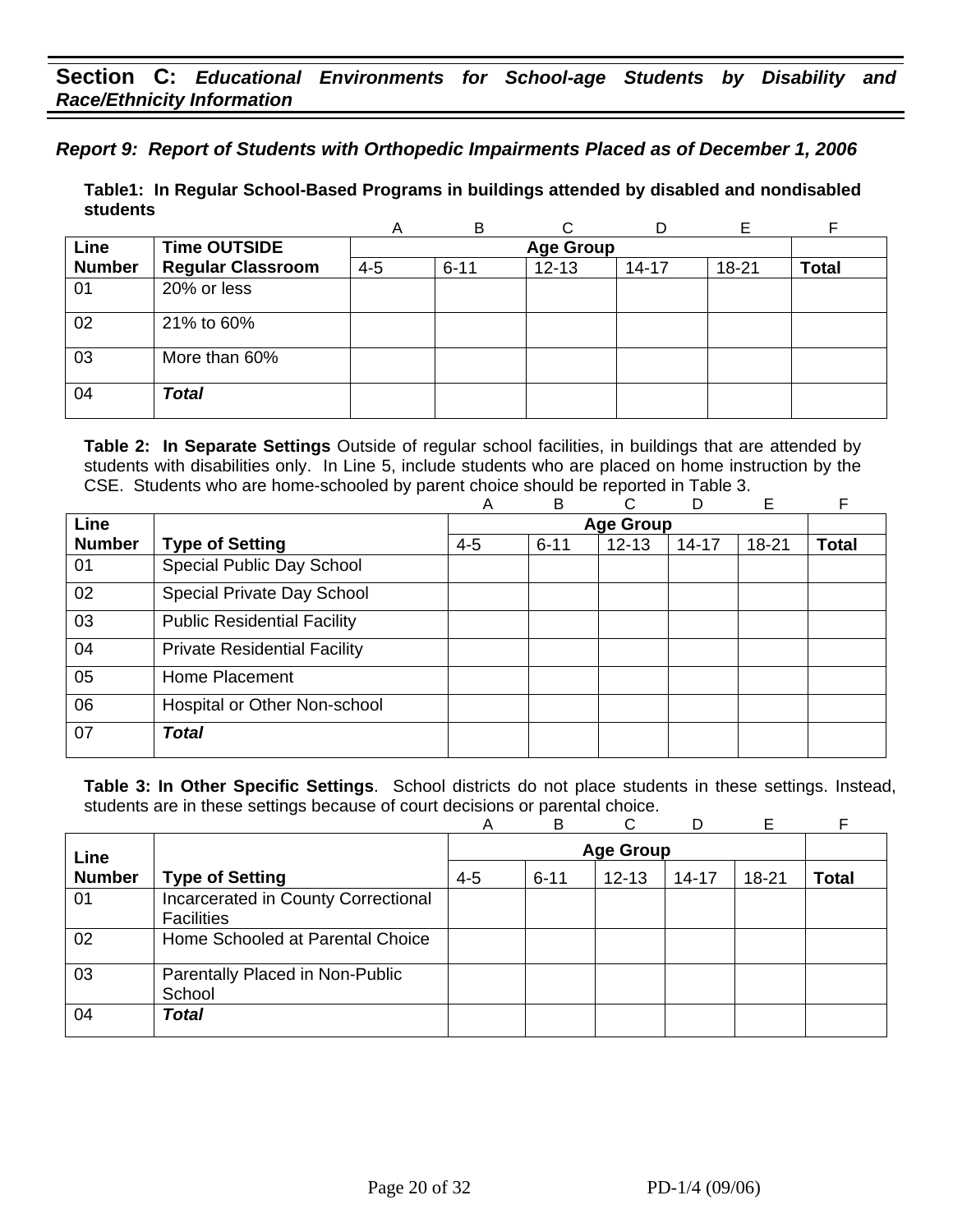## **Section C:** *Educational Environments for School-age Students by Disability and Race/Ethnicity Information*

### *Report 9: Report of Students with Orthopedic Impairments Placed as of December 1, 2006*

**Table1: In Regular School-Based Programs in buildings attended by disabled and nondisabled students**

| | | A | B | C | D | E | F |
|---|---|---|---|---|---|---|---|
| **Line** | **Time OUTSIDE** | **Age Group** | | | | | |
| **Number** | **Regular Classroom** | 4-5 | 6-11 | 12-13 | 14-17 | 18-21 | **Total** |
| 01 | 20% or less | | | | | | |
| 02 | 21% to 60% | | | | | | |
| 03 | More than 60% | | | | | | |
| 04 | ***Total*** | | | | | | |

**Table 2: In Separate Settings** Outside of regular school facilities, in buildings that are attended by students with disabilities only. In Line 5, include students who are placed on home instruction by the CSE. Students who are home-schooled by parent choice should be reported in Table 3.

| | | A | B | C | D | E | F |
|---|---|---|---|---|---|---|---|
| **Line** | | **Age Group** | | | | | |
| **Number** | **Type of Setting** | 4-5 | 6-11 | 12-13 | 14-17 | 18-21 | **Total** |
| 01 | Special Public Day School | | | | | | |
| 02 | Special Private Day School | | | | | | |
| 03 | Public Residential Facility | | | | | | |
| 04 | Private Residential Facility | | | | | | |
| 05 | Home Placement | | | | | | |
| 06 | Hospital or Other Non-school | | | | | | |
| 07 | ***Total*** | | | | | | |

**Table 3: In Other Specific Settings**. School districts do not place students in these settings. Instead, students are in these settings because of court decisions or parental choice.

| | | A | B | C | D | E | F |
|---|---|---|---|---|---|---|---|
| **Line** | | **Age Group** | | | | | |
| **Number** | **Type of Setting** | 4-5 | 6-11 | 12-13 | 14-17 | 18-21 | **Total** |
| 01 | Incarcerated in County Correctional Facilities | | | | | | |
| 02 | Home Schooled at Parental Choice | | | | | | |
| 03 | Parentally Placed in Non-Public School | | | | | | |
| 04 | ***Total*** | | | | | | |

PD-1/4 (09/06)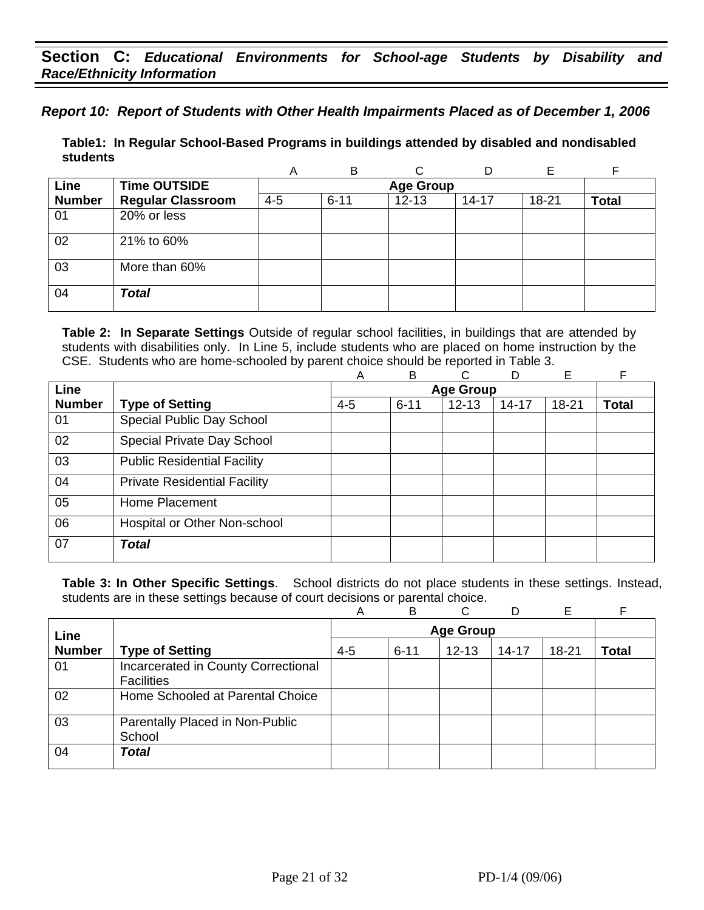## Section C: *Educational Environments for School-age Students by Disability and Race/Ethnicity Information*

### *Report 10: Report of Students with Other Health Impairments Placed as of December 1, 2006*

**Table1: In Regular School-Based Programs in buildings attended by disabled and nondisabled students**

| | | A | B | C | D | E | F |
|---|---|---|---|---|---|---|---|
| **Line** | **Time OUTSIDE** | **Age Group** | | | | | |
| **Number** | **Regular Classroom** | 4-5 | 6-11 | 12-13 | 14-17 | 18-21 | **Total** |
| 01 | 20% or less | | | | | | |
| 02 | 21% to 60% | | | | | | |
| 03 | More than 60% | | | | | | |
| 04 | ***Total*** | | | | | | |

**Table 2: In Separate Settings** Outside of regular school facilities, in buildings that are attended by students with disabilities only. In Line 5, include students who are placed on home instruction by the CSE. Students who are home-schooled by parent choice should be reported in Table 3.

| | | A | B | C | D | E | F |
|---|---|---|---|---|---|---|---|
| **Line** | | **Age Group** | | | | | |
| **Number** | **Type of Setting** | 4-5 | 6-11 | 12-13 | 14-17 | 18-21 | **Total** |
| 01 | Special Public Day School | | | | | | |
| 02 | Special Private Day School | | | | | | |
| 03 | Public Residential Facility | | | | | | |
| 04 | Private Residential Facility | | | | | | |
| 05 | Home Placement | | | | | | |
| 06 | Hospital or Other Non-school | | | | | | |
| 07 | ***Total*** | | | | | | |

**Table 3: In Other Specific Settings**. School districts do not place students in these settings. Instead, students are in these settings because of court decisions or parental choice.

| | | A | B | C | D | E | F |
|---|---|---|---|---|---|---|---|
| **Line** | | **Age Group** | | | | | |
| **Number** | **Type of Setting** | 4-5 | 6-11 | 12-13 | 14-17 | 18-21 | **Total** |
| 01 | Incarcerated in County Correctional Facilities | | | | | | |
| 02 | Home Schooled at Parental Choice | | | | | | |
| 03 | Parentally Placed in Non-Public School | | | | | | |
| 04 | ***Total*** | | | | | | |

PD-1/4 (09/06)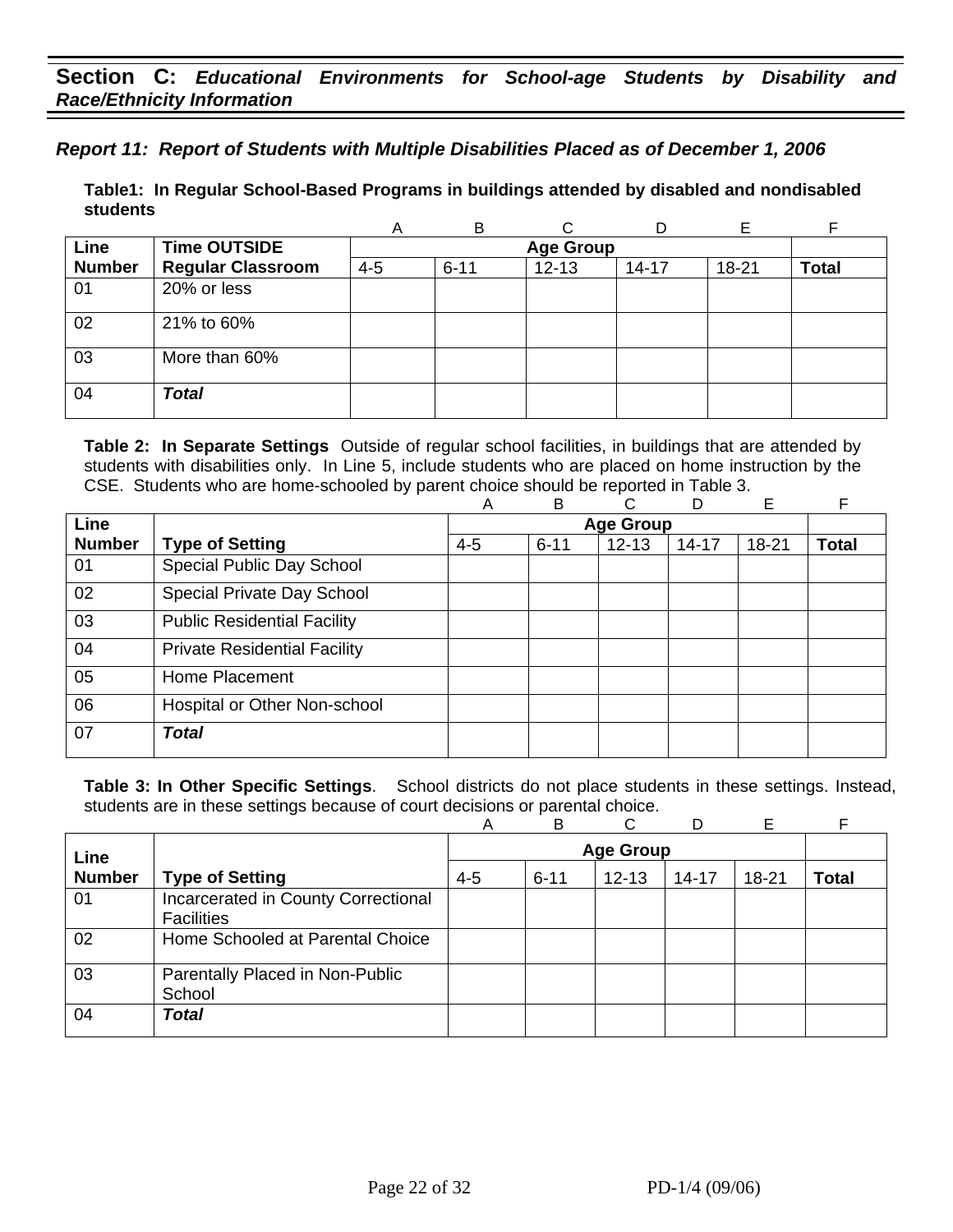## Section C: *Educational Environments for School-age Students by Disability and Race/Ethnicity Information*

### *Report 11: Report of Students with Multiple Disabilities Placed as of December 1, 2006*

**Table1: In Regular School-Based Programs in buildings attended by disabled and nondisabled students**

| | | A | B | C | D | E | F |
|---|---|---|---|---|---|---|---|
| **Line Number** | **Time OUTSIDE Regular Classroom** | **Age Group** | | | | | |
| | | 4-5 | 6-11 | 12-13 | 14-17 | 18-21 | **Total** |
| 01 | 20% or less | | | | | | |
| 02 | 21% to 60% | | | | | | |
| 03 | More than 60% | | | | | | |
| 04 | ***Total*** | | | | | | |

**Table 2: In Separate Settings** Outside of regular school facilities, in buildings that are attended by students with disabilities only. In Line 5, include students who are placed on home instruction by the CSE. Students who are home-schooled by parent choice should be reported in Table 3.

| | | A | B | C | D | E | F |
|---|---|---|---|---|---|---|---|
| **Line Number** | **Type of Setting** | **Age Group** | | | | | |
| | | 4-5 | 6-11 | 12-13 | 14-17 | 18-21 | **Total** |
| 01 | Special Public Day School | | | | | | |
| 02 | Special Private Day School | | | | | | |
| 03 | Public Residential Facility | | | | | | |
| 04 | Private Residential Facility | | | | | | |
| 05 | Home Placement | | | | | | |
| 06 | Hospital or Other Non-school | | | | | | |
| 07 | ***Total*** | | | | | | |

**Table 3: In Other Specific Settings**. School districts do not place students in these settings. Instead, students are in these settings because of court decisions or parental choice.

| | | A | B | C | D | E | F |
|---|---|---|---|---|---|---|---|
| **Line Number** | **Type of Setting** | **Age Group** | | | | | |
| | | 4-5 | 6-11 | 12-13 | 14-17 | 18-21 | **Total** |
| 01 | Incarcerated in County Correctional Facilities | | | | | | |
| 02 | Home Schooled at Parental Choice | | | | | | |
| 03 | Parentally Placed in Non-Public School | | | | | | |
| 04 | ***Total*** | | | | | | |

PD-1/4 (09/06)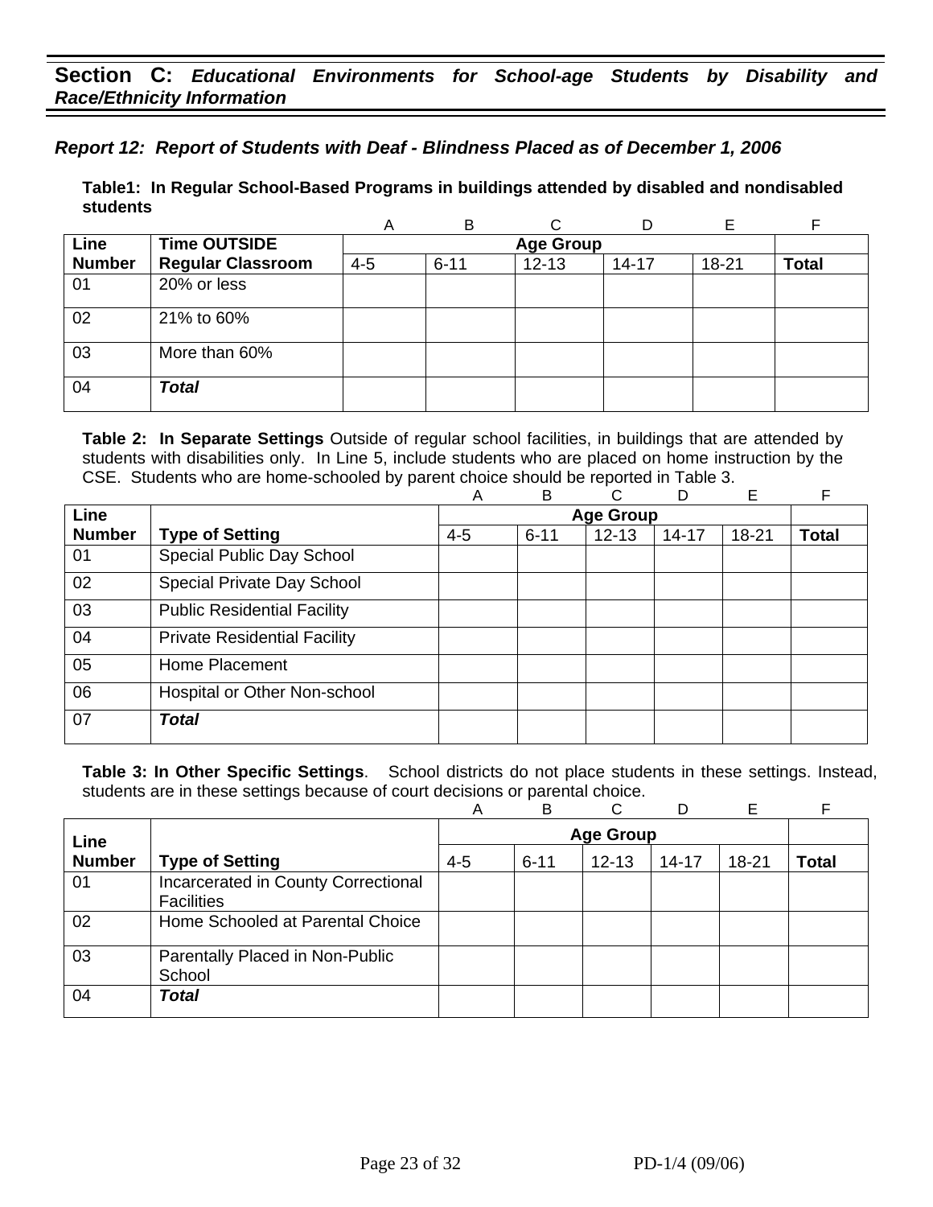## Section C: *Educational Environments for School-age Students by Disability and Race/Ethnicity Information*

### *Report 12: Report of Students with Deaf - Blindness Placed as of December 1, 2006*

**Table1: In Regular School-Based Programs in buildings attended by disabled and nondisabled students**

| | | A | B | C | D | E | F |
|---|---|---|---|---|---|---|---|
| **Line Number** | **Time OUTSIDE Regular Classroom** | **Age Group** | | | | | |
| | | 4-5 | 6-11 | 12-13 | 14-17 | 18-21 | **Total** |
| 01 | 20% or less | | | | | | |
| 02 | 21% to 60% | | | | | | |
| 03 | More than 60% | | | | | | |
| 04 | ***Total*** | | | | | | |

**Table 2: In Separate Settings** Outside of regular school facilities, in buildings that are attended by students with disabilities only. In Line 5, include students who are placed on home instruction by the CSE. Students who are home-schooled by parent choice should be reported in Table 3.

| | | A | B | C | D | E | F |
|---|---|---|---|---|---|---|---|
| **Line Number** | **Type of Setting** | **Age Group** | | | | | |
| | | 4-5 | 6-11 | 12-13 | 14-17 | 18-21 | **Total** |
| 01 | Special Public Day School | | | | | | |
| 02 | Special Private Day School | | | | | | |
| 03 | Public Residential Facility | | | | | | |
| 04 | Private Residential Facility | | | | | | |
| 05 | Home Placement | | | | | | |
| 06 | Hospital or Other Non-school | | | | | | |
| 07 | ***Total*** | | | | | | |

**Table 3: In Other Specific Settings**. School districts do not place students in these settings. Instead, students are in these settings because of court decisions or parental choice.

| | | A | B | C | D | E | F |
|---|---|---|---|---|---|---|---|
| **Line Number** | **Type of Setting** | **Age Group** | | | | | |
| | | 4-5 | 6-11 | 12-13 | 14-17 | 18-21 | **Total** |
| 01 | Incarcerated in County Correctional Facilities | | | | | | |
| 02 | Home Schooled at Parental Choice | | | | | | |
| 03 | Parentally Placed in Non-Public School | | | | | | |
| 04 | ***Total*** | | | | | | |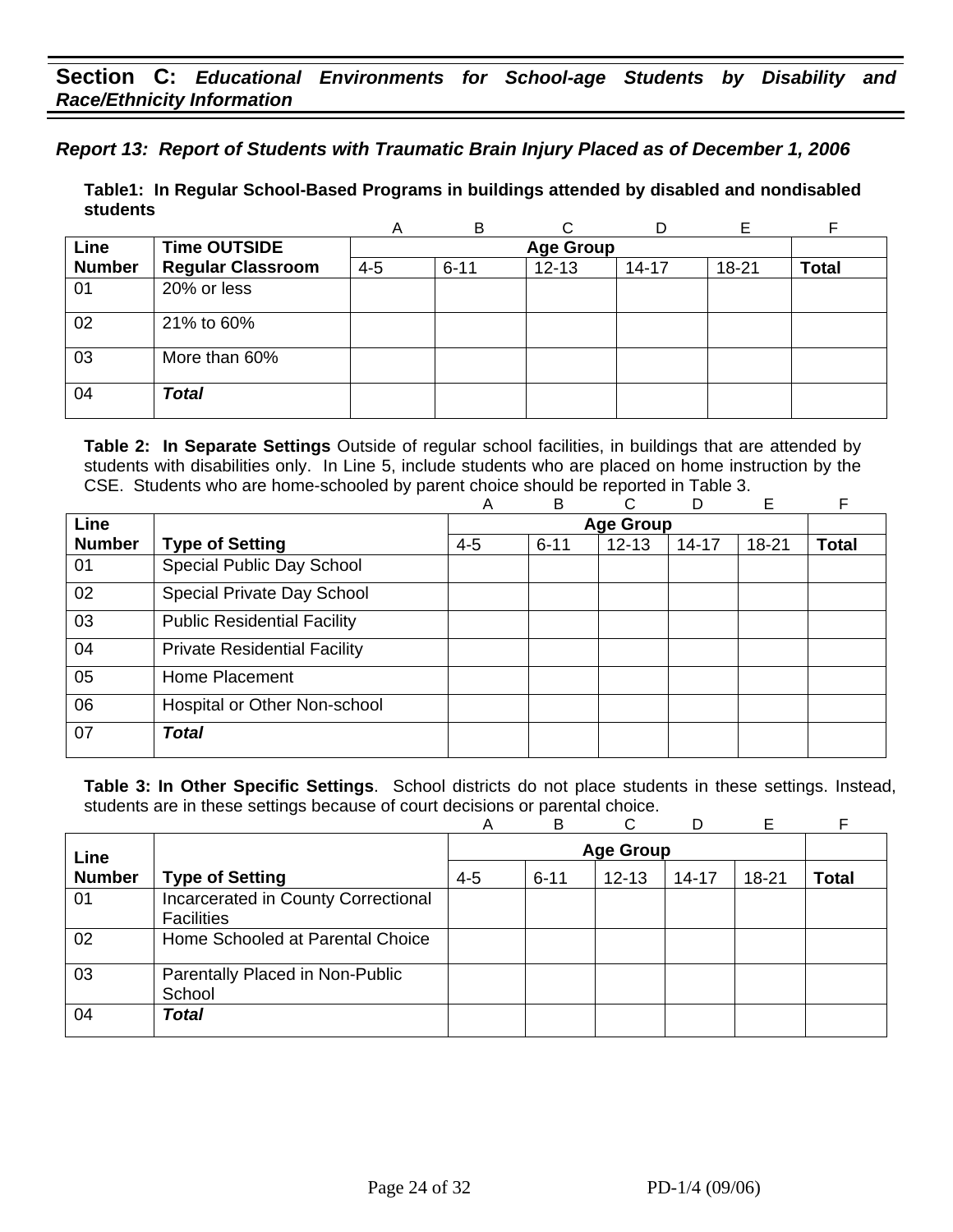## **Section C:** *Educational Environments for School-age Students by Disability and Race/Ethnicity Information*

### *Report 13: Report of Students with Traumatic Brain Injury Placed as of December 1, 2006*

**Table1: In Regular School-Based Programs in buildings attended by disabled and nondisabled students**

| | | A | B | C | D | E | F |
|---|---|---|---|---|---|---|---|
| **Line Number** | **Time OUTSIDE Regular Classroom** | **Age Group** | | | | | |
| | | 4-5 | 6-11 | 12-13 | 14-17 | 18-21 | **Total** |
| 01 | 20% or less | | | | | | |
| 02 | 21% to 60% | | | | | | |
| 03 | More than 60% | | | | | | |
| 04 | ***Total*** | | | | | | |

**Table 2: In Separate Settings** Outside of regular school facilities, in buildings that are attended by students with disabilities only. In Line 5, include students who are placed on home instruction by the CSE. Students who are home-schooled by parent choice should be reported in Table 3.

| | | A | B | C | D | E | F |
|---|---|---|---|---|---|---|---|
| **Line Number** | **Type of Setting** | **Age Group** | | | | | |
| | | 4-5 | 6-11 | 12-13 | 14-17 | 18-21 | **Total** |
| 01 | Special Public Day School | | | | | | |
| 02 | Special Private Day School | | | | | | |
| 03 | Public Residential Facility | | | | | | |
| 04 | Private Residential Facility | | | | | | |
| 05 | Home Placement | | | | | | |
| 06 | Hospital or Other Non-school | | | | | | |
| 07 | ***Total*** | | | | | | |

**Table 3: In Other Specific Settings**. School districts do not place students in these settings. Instead, students are in these settings because of court decisions or parental choice.

| | | A | B | C | D | E | F |
|---|---|---|---|---|---|---|---|
| **Line Number** | **Type of Setting** | **Age Group** | | | | | |
| | | 4-5 | 6-11 | 12-13 | 14-17 | 18-21 | **Total** |
| 01 | Incarcerated in County Correctional Facilities | | | | | | |
| 02 | Home Schooled at Parental Choice | | | | | | |
| 03 | Parentally Placed in Non-Public School | | | | | | |
| 04 | ***Total*** | | | | | | |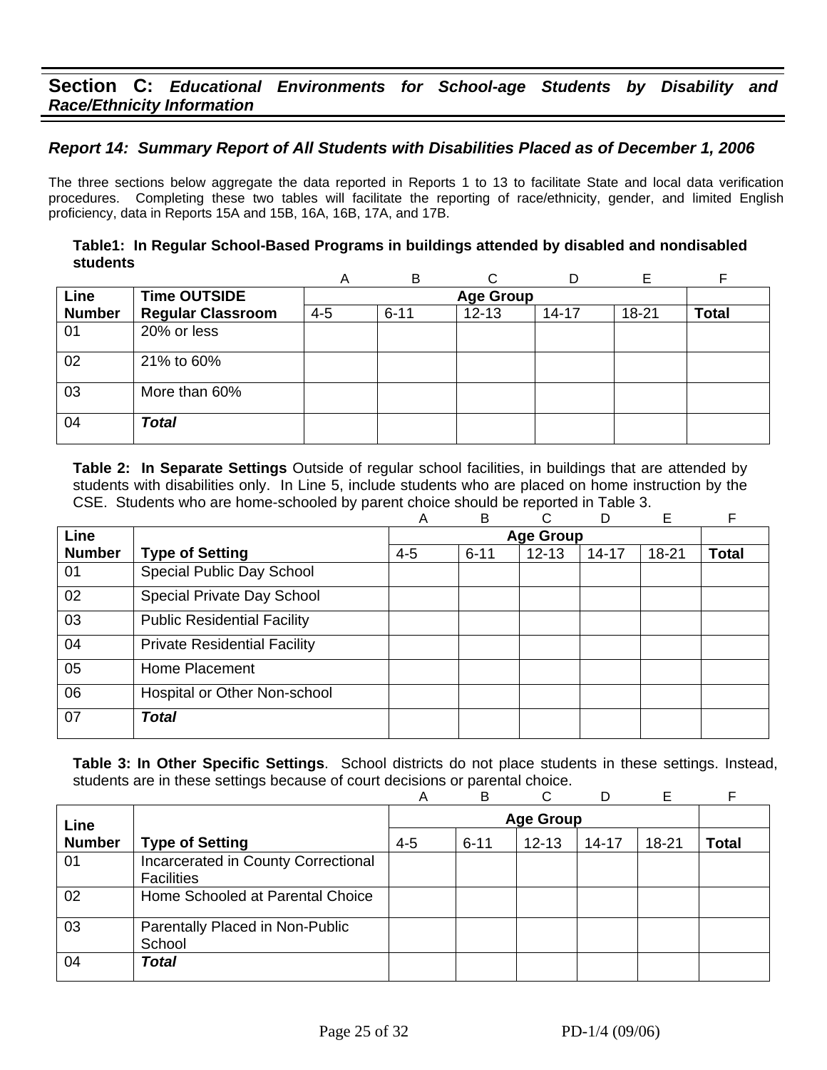## Section C: *Educational Environments for School-age Students by Disability and Race/Ethnicity Information*

### *Report 14: Summary Report of All Students with Disabilities Placed as of December 1, 2006*

The three sections below aggregate the data reported in Reports 1 to 13 to facilitate State and local data verification procedures. Completing these two tables will facilitate the reporting of race/ethnicity, gender, and limited English proficiency, data in Reports 15A and 15B, 16A, 16B, 17A, and 17B.

**Table1: In Regular School-Based Programs in buildings attended by disabled and nondisabled students**

| | | A | B | C | D | E | F |
|---|---|---|---|---|---|---|---|
| **Line** | **Time OUTSIDE** | **Age Group** | | | | | |
| **Number** | **Regular Classroom** | 4-5 | 6-11 | 12-13 | 14-17 | 18-21 | **Total** |
| 01 | 20% or less | | | | | | |
| 02 | 21% to 60% | | | | | | |
| 03 | More than 60% | | | | | | |
| 04 | ***Total*** | | | | | | |

**Table 2: In Separate Settings** Outside of regular school facilities, in buildings that are attended by students with disabilities only. In Line 5, include students who are placed on home instruction by the CSE. Students who are home-schooled by parent choice should be reported in Table 3.

| | | A | B | C | D | E | F |
|---|---|---|---|---|---|---|---|
| **Line** | | **Age Group** | | | | | |
| **Number** | **Type of Setting** | 4-5 | 6-11 | 12-13 | 14-17 | 18-21 | **Total** |
| 01 | Special Public Day School | | | | | | |
| 02 | Special Private Day School | | | | | | |
| 03 | Public Residential Facility | | | | | | |
| 04 | Private Residential Facility | | | | | | |
| 05 | Home Placement | | | | | | |
| 06 | Hospital or Other Non-school | | | | | | |
| 07 | ***Total*** | | | | | | |

**Table 3: In Other Specific Settings**. School districts do not place students in these settings. Instead, students are in these settings because of court decisions or parental choice.

| | | A | B | C | D | E | F |
|---|---|---|---|---|---|---|---|
| **Line** | | **Age Group** | | | | | |
| **Number** | **Type of Setting** | 4-5 | 6-11 | 12-13 | 14-17 | 18-21 | **Total** |
| 01 | Incarcerated in County Correctional Facilities | | | | | | |
| 02 | Home Schooled at Parental Choice | | | | | | |
| 03 | Parentally Placed in Non-Public School | | | | | | |
| 04 | ***Total*** | | | | | | |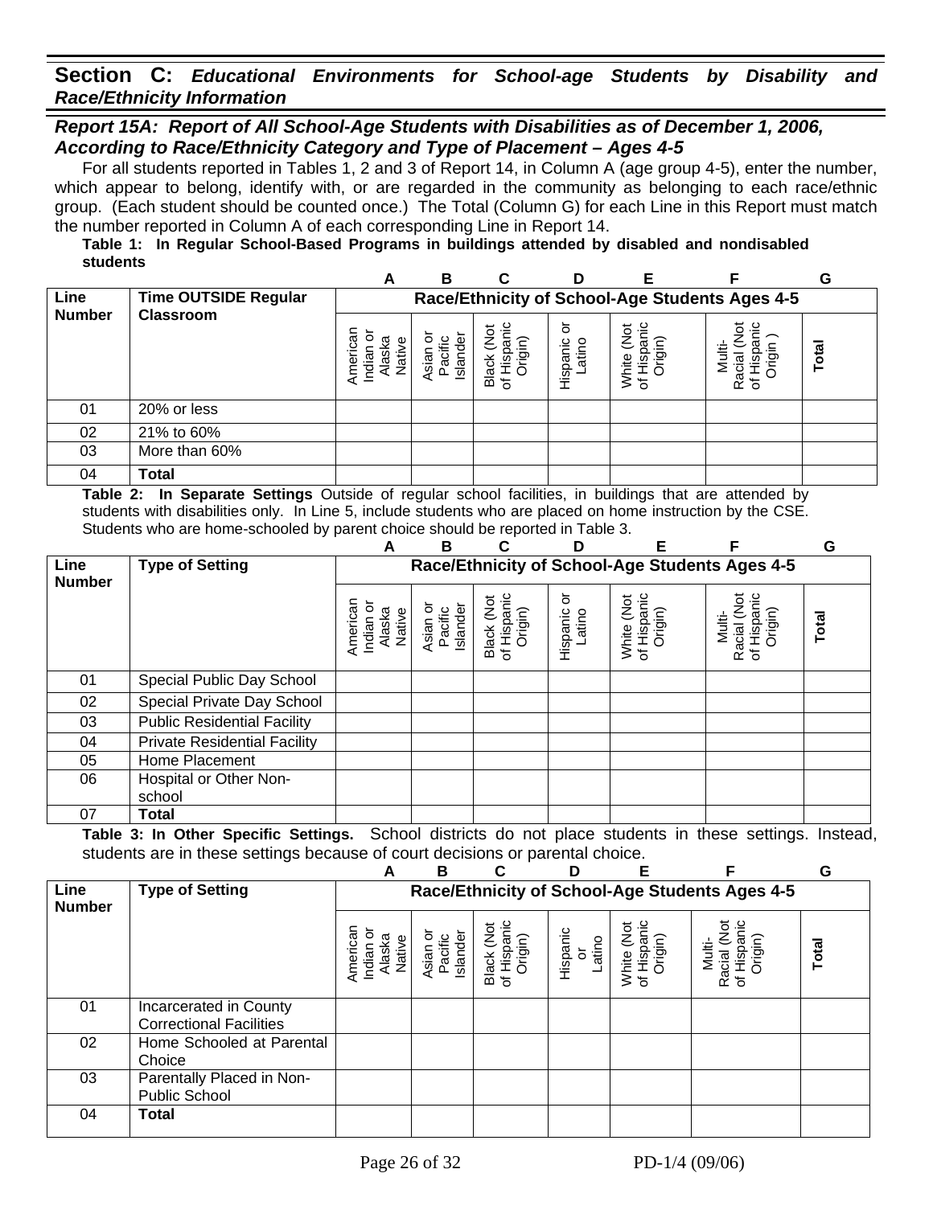## Section C: *Educational Environments for School-age Students by Disability and Race/Ethnicity Information*

### *Report 15A: Report of All School-Age Students with Disabilities as of December 1, 2006, According to Race/Ethnicity Category and Type of Placement – Ages 4-5*

For all students reported in Tables 1, 2 and 3 of Report 14, in Column A (age group 4-5), enter the number, which appear to belong, identify with, or are regarded in the community as belonging to each race/ethnic group. (Each student should be counted once.) The Total (Column G) for each Line in this Report must match the number reported in Column A of each corresponding Line in Report 14.

**Table 1: In Regular School-Based Programs in buildings attended by disabled and nondisabled students**

| | | A | B | C | D | E | F | G |
|---|---|---|---|---|---|---|---|---|
| Line Number | Time OUTSIDE Regular Classroom | Race/Ethnicity of School-Age Students Ages 4-5 | | | | | | |
| | | American Indian or Alaska Native | Asian or Pacific Islander | Black (Not of Hispanic Origin) | Hispanic or Latino | White (Not of Hispanic Origin) | Multi-Racial (Not of Hispanic Origin ) | Total |
| 01 | 20% or less | | | | | | | |
| 02 | 21% to 60% | | | | | | | |
| 03 | More than 60% | | | | | | | |
| 04 | **Total** | | | | | | | |

**Table 2: In Separate Settings** Outside of regular school facilities, in buildings that are attended by students with disabilities only. In Line 5, include students who are placed on home instruction by the CSE. Students who are home-schooled by parent choice should be reported in Table 3.

| | | A | B | C | D | E | F | G |
|---|---|---|---|---|---|---|---|---|
| Line Number | Type of Setting | Race/Ethnicity of School-Age Students Ages 4-5 | | | | | | |
| | | American Indian or Alaska Native | Asian or Pacific Islander | Black (Not of Hispanic Origin) | Hispanic or Latino | White (Not of Hispanic Origin) | Multi-Racial (Not of Hispanic Origin) | Total |
| 01 | Special Public Day School | | | | | | | |
| 02 | Special Private Day School | | | | | | | |
| 03 | Public Residential Facility | | | | | | | |
| 04 | Private Residential Facility | | | | | | | |
| 05 | Home Placement | | | | | | | |
| 06 | Hospital or Other Non-school | | | | | | | |
| 07 | **Total** | | | | | | | |

**Table 3: In Other Specific Settings.** School districts do not place students in these settings. Instead, students are in these settings because of court decisions or parental choice.

| | | A | B | C | D | E | F | G |
|---|---|---|---|---|---|---|---|---|
| Line Number | Type of Setting | Race/Ethnicity of School-Age Students Ages 4-5 | | | | | | |
| | | American Indian or Alaska Native | Asian or Pacific Islander | Black (Not of Hispanic Origin) | Hispanic or Latino | White (Not of Hispanic Origin) | Multi-Racial (Not of Hispanic Origin) | Total |
| 01 | Incarcerated in County Correctional Facilities | | | | | | | |
| 02 | Home Schooled at Parental Choice | | | | | | | |
| 03 | Parentally Placed in Non-Public School | | | | | | | |
| 04 | **Total** | | | | | | | |

PD-1/4 (09/06)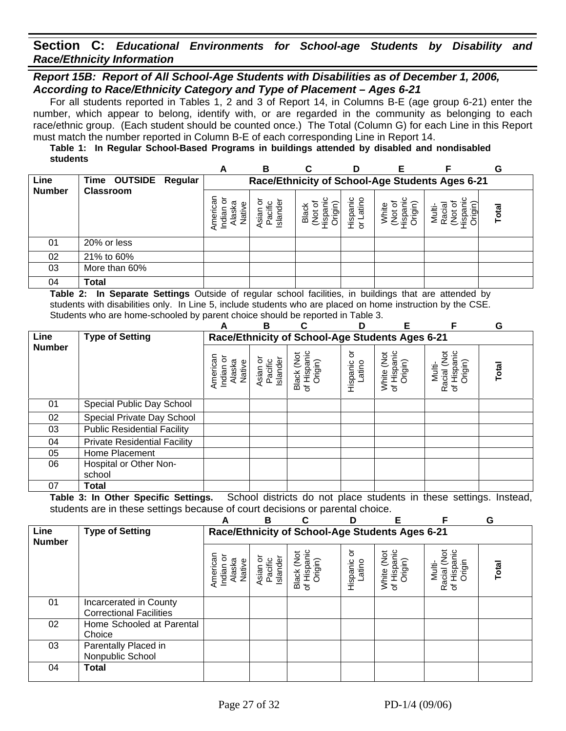## Section C: *Educational Environments for School-age Students by Disability and Race/Ethnicity Information*

### *Report 15B: Report of All School-Age Students with Disabilities as of December 1, 2006, According to Race/Ethnicity Category and Type of Placement – Ages 6-21*

For all students reported in Tables 1, 2 and 3 of Report 14, in Columns B-E (age group 6-21) enter the number, which appear to belong, identify with, or are regarded in the community as belonging to each race/ethnic group. (Each student should be counted once.) The Total (Column G) for each Line in this Report must match the number reported in Column B-E of each corresponding Line in Report 14.

**Table 1: In Regular School-Based Programs in buildings attended by disabled and nondisabled students**

| | | A | B | C | D | E | F | G |
|---|---|---|---|---|---|---|---|---|
| **Line Number** | **Time OUTSIDE Regular Classroom** | **Race/Ethnicity of School-Age Students Ages 6-21** | | | | | | |
| | | American Indian or Alaska Native | Asian or Pacific Islander | Black (Not of Hispanic Origin) | Hispanic or Latino | White (Not of Hispanic Origin) | Multi-Racial (Not of Hispanic Origin) | **Total** |
| 01 | 20% or less | | | | | | | |
| 02 | 21% to 60% | | | | | | | |
| 03 | More than 60% | | | | | | | |
| 04 | **Total** | | | | | | | |

**Table 2: In Separate Settings** Outside of regular school facilities, in buildings that are attended by students with disabilities only. In Line 5, include students who are placed on home instruction by the CSE. Students who are home-schooled by parent choice should be reported in Table 3.

| | | A | B | C | D | E | F | G |
|---|---|---|---|---|---|---|---|---|
| **Line Number** | **Type of Setting** | **Race/Ethnicity of School-Age Students Ages 6-21** | | | | | | |
| | | American Indian or Alaska Native | Asian or Pacific Islander | Black (Not of Hispanic Origin) | Hispanic or Latino | White (Not of Hispanic Origin) | Multi-Racial (Not of Hispanic Origin) | **Total** |
| 01 | Special Public Day School | | | | | | | |
| 02 | Special Private Day School | | | | | | | |
| 03 | Public Residential Facility | | | | | | | |
| 04 | Private Residential Facility | | | | | | | |
| 05 | Home Placement | | | | | | | |
| 06 | Hospital or Other Non-school | | | | | | | |
| 07 | **Total** | | | | | | | |

**Table 3: In Other Specific Settings.** School districts do not place students in these settings. Instead, students are in these settings because of court decisions or parental choice.

| | | A | B | C | D | E | F | G |
|---|---|---|---|---|---|---|---|---|
| **Line Number** | **Type of Setting** | **Race/Ethnicity of School-Age Students Ages 6-21** | | | | | | |
| | | American Indian or Alaska Native | Asian or Pacific Islander | Black (Not of Hispanic Origin) | Hispanic or Latino | White (Not of Hispanic Origin) | Multi-Racial (Not of Hispanic Origin | **Total** |
| 01 | Incarcerated in County Correctional Facilities | | | | | | | |
| 02 | Home Schooled at Parental Choice | | | | | | | |
| 03 | Parentally Placed in Nonpublic School | | | | | | | |
| 04 | **Total** | | | | | | | |

PD-1/4 (09/06)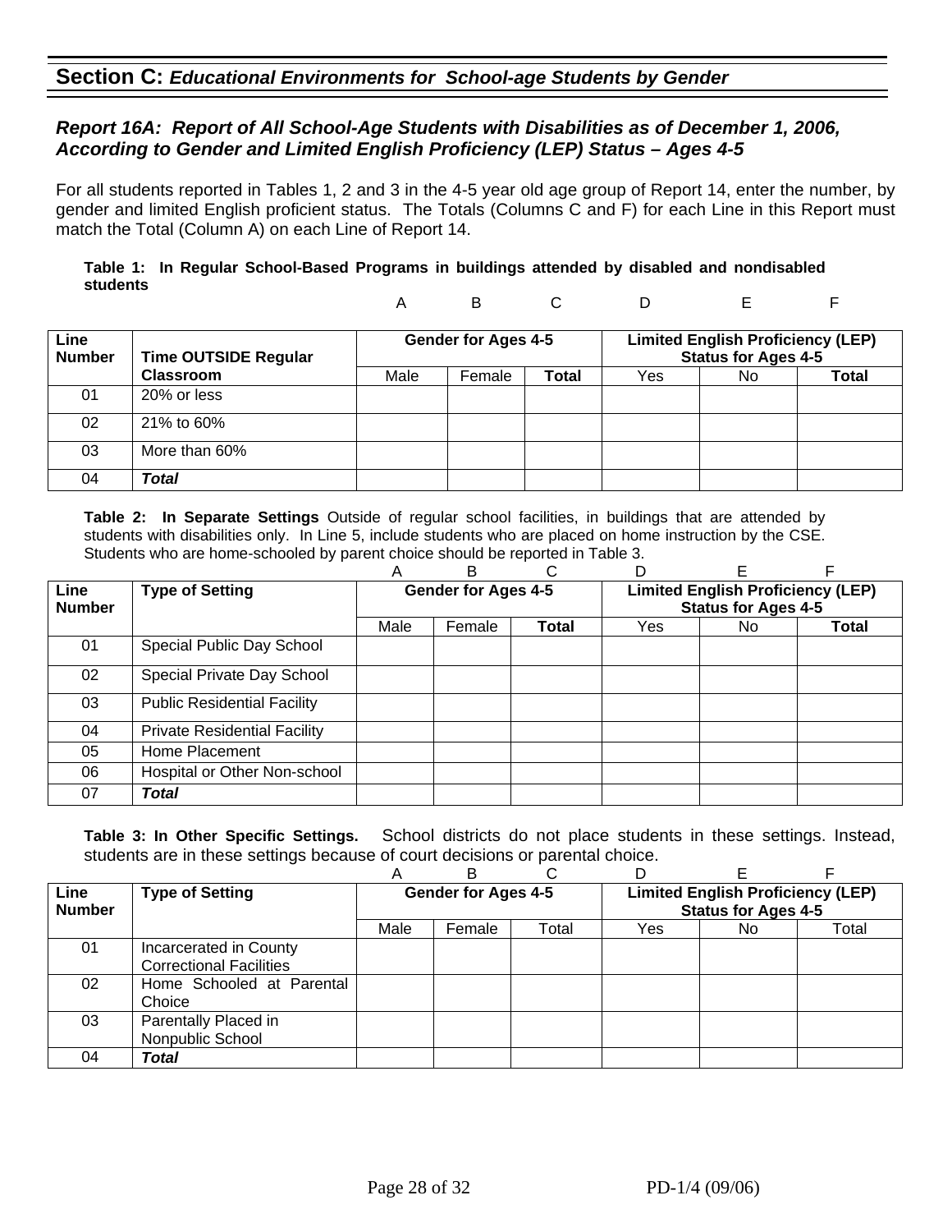## Section C: *Educational Environments for School-age Students by Gender*

### *Report 16A: Report of All School-Age Students with Disabilities as of December 1, 2006, According to Gender and Limited English Proficiency (LEP) Status – Ages 4-5*

For all students reported in Tables 1, 2 and 3 in the 4-5 year old age group of Report 14, enter the number, by gender and limited English proficient status. The Totals (Columns C and F) for each Line in this Report must match the Total (Column A) on each Line of Report 14.

**Table 1: In Regular School-Based Programs in buildings attended by disabled and nondisabled students**

| | | A | B | C | D | E | F |
|---|---|---|---|---|---|---|---|
| **Line Number** | **Time OUTSIDE Regular Classroom** | **Gender for Ages 4-5** | | | **Limited English Proficiency (LEP) Status for Ages 4-5** | | |
| | | Male | Female | **Total** | Yes | No | **Total** |
| 01 | 20% or less | | | | | | |
| 02 | 21% to 60% | | | | | | |
| 03 | More than 60% | | | | | | |
| 04 | ***Total*** | | | | | | |

**Table 2: In Separate Settings** Outside of regular school facilities, in buildings that are attended by students with disabilities only. In Line 5, include students who are placed on home instruction by the CSE. Students who are home-schooled by parent choice should be reported in Table 3.

| | | A | B | C | D | E | F |
|---|---|---|---|---|---|---|---|
| **Line Number** | **Type of Setting** | **Gender for Ages 4-5** | | | **Limited English Proficiency (LEP) Status for Ages 4-5** | | |
| | | Male | Female | **Total** | Yes | No | **Total** |
| 01 | Special Public Day School | | | | | | |
| 02 | Special Private Day School | | | | | | |
| 03 | Public Residential Facility | | | | | | |
| 04 | Private Residential Facility | | | | | | |
| 05 | Home Placement | | | | | | |
| 06 | Hospital or Other Non-school | | | | | | |
| 07 | ***Total*** | | | | | | |

**Table 3: In Other Specific Settings.** School districts do not place students in these settings. Instead, students are in these settings because of court decisions or parental choice.

| | | A | B | C | D | E | F |
|---|---|---|---|---|---|---|---|
| **Line Number** | **Type of Setting** | **Gender for Ages 4-5** | | | **Limited English Proficiency (LEP) Status for Ages 4-5** | | |
| | | Male | Female | Total | Yes | No | Total |
| 01 | Incarcerated in County Correctional Facilities | | | | | | |
| 02 | Home Schooled at Parental Choice | | | | | | |
| 03 | Parentally Placed in Nonpublic School | | | | | | |
| 04 | ***Total*** | | | | | | |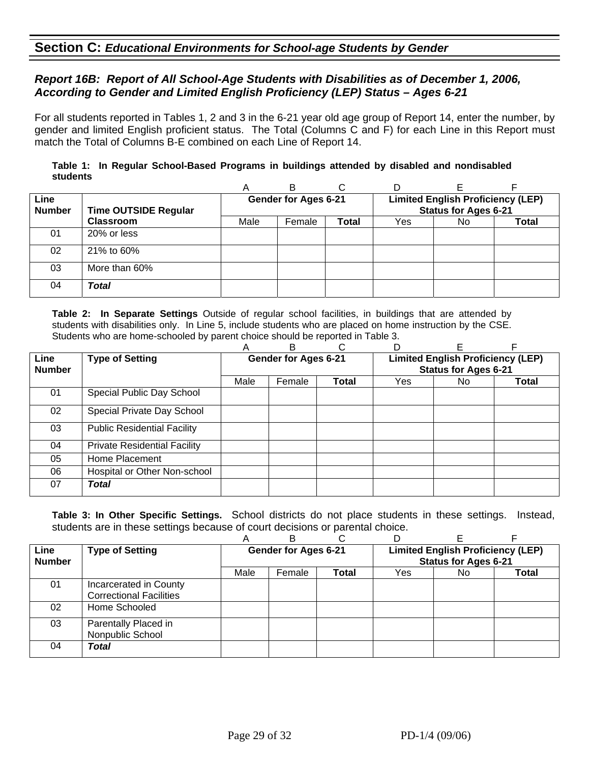## Section C: *Educational Environments for School-age Students by Gender*

### *Report 16B: Report of All School-Age Students with Disabilities as of December 1, 2006, According to Gender and Limited English Proficiency (LEP) Status – Ages 6-21*

For all students reported in Tables 1, 2 and 3 in the 6-21 year old age group of Report 14, enter the number, by gender and limited English proficient status. The Total (Columns C and F) for each Line in this Report must match the Total of Columns B-E combined on each Line of Report 14.

**Table 1: In Regular School-Based Programs in buildings attended by disabled and nondisabled students**

| | | A | B | C | D | E | F |
|---|---|---|---|---|---|---|---|
| **Line Number** | **Time OUTSIDE Regular Classroom** | **Gender for Ages 6-21** | | | **Limited English Proficiency (LEP) Status for Ages 6-21** | | |
| | | Male | Female | **Total** | Yes | No | **Total** |
| 01 | 20% or less | | | | | | |
| 02 | 21% to 60% | | | | | | |
| 03 | More than 60% | | | | | | |
| 04 | ***Total*** | | | | | | |

**Table 2: In Separate Settings** Outside of regular school facilities, in buildings that are attended by students with disabilities only. In Line 5, include students who are placed on home instruction by the CSE. Students who are home-schooled by parent choice should be reported in Table 3.

| | | A | B | C | D | E | F |
|---|---|---|---|---|---|---|---|
| **Line Number** | **Type of Setting** | **Gender for Ages 6-21** | | | **Limited English Proficiency (LEP) Status for Ages 6-21** | | |
| | | Male | Female | **Total** | Yes | No | **Total** |
| 01 | Special Public Day School | | | | | | |
| 02 | Special Private Day School | | | | | | |
| 03 | Public Residential Facility | | | | | | |
| 04 | Private Residential Facility | | | | | | |
| 05 | Home Placement | | | | | | |
| 06 | Hospital or Other Non-school | | | | | | |
| 07 | ***Total*** | | | | | | |

**Table 3: In Other Specific Settings.** School districts do not place students in these settings. Instead, students are in these settings because of court decisions or parental choice.

| | | A | B | C | D | E | F |
|---|---|---|---|---|---|---|---|
| **Line Number** | **Type of Setting** | **Gender for Ages 6-21** | | | **Limited English Proficiency (LEP) Status for Ages 6-21** | | |
| | | Male | Female | **Total** | Yes | No | **Total** |
| 01 | Incarcerated in County Correctional Facilities | | | | | | |
| 02 | Home Schooled | | | | | | |
| 03 | Parentally Placed in Nonpublic School | | | | | | |
| 04 | ***Total*** | | | | | | |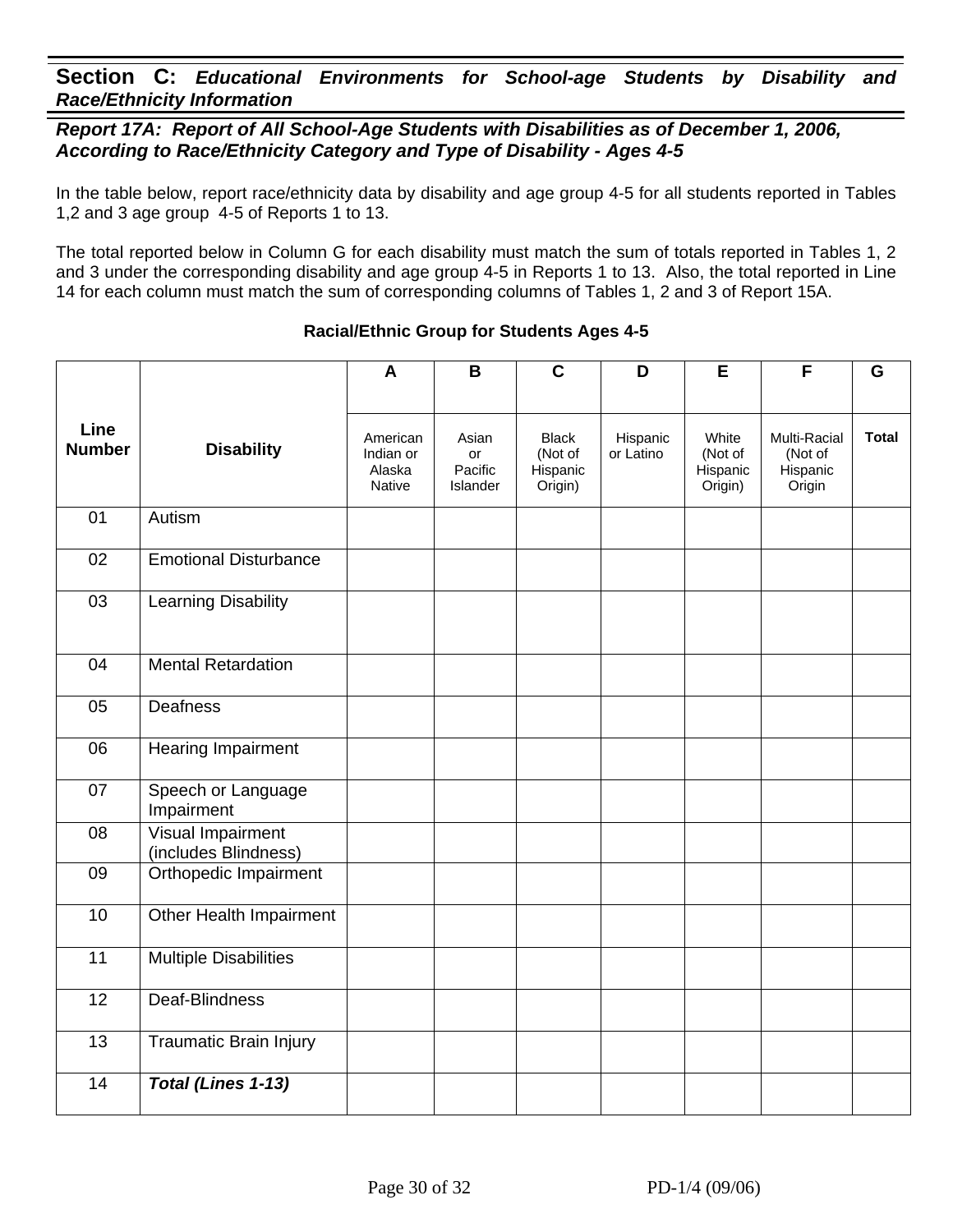## Section C: *Educational Environments for School-age Students by Disability and Race/Ethnicity Information*

### *Report 17A: Report of All School-Age Students with Disabilities as of December 1, 2006, According to Race/Ethnicity Category and Type of Disability - Ages 4-5*

In the table below, report race/ethnicity data by disability and age group 4-5 for all students reported in Tables 1,2 and 3 age group 4-5 of Reports 1 to 13.

The total reported below in Column G for each disability must match the sum of totals reported in Tables 1, 2 and 3 under the corresponding disability and age group 4-5 in Reports 1 to 13. Also, the total reported in Line 14 for each column must match the sum of corresponding columns of Tables 1, 2 and 3 of Report 15A.

**Racial/Ethnic Group for Students Ages 4-5**

| | | A | B | C | D | E | F | G |
|---|---|---|---|---|---|---|---|---|
| **Line Number** | **Disability** | American Indian or Alaska Native | Asian or Pacific Islander | Black (Not of Hispanic Origin) | Hispanic or Latino | White (Not of Hispanic Origin) | Multi-Racial (Not of Hispanic Origin | **Total** |
| 01 | Autism | | | | | | | |
| 02 | Emotional Disturbance | | | | | | | |
| 03 | Learning Disability | | | | | | | |
| 04 | Mental Retardation | | | | | | | |
| 05 | Deafness | | | | | | | |
| 06 | Hearing Impairment | | | | | | | |
| 07 | Speech or Language Impairment | | | | | | | |
| 08 | Visual Impairment (includes Blindness) | | | | | | | |
| 09 | Orthopedic Impairment | | | | | | | |
| 10 | Other Health Impairment | | | | | | | |
| 11 | Multiple Disabilities | | | | | | | |
| 12 | Deaf-Blindness | | | | | | | |
| 13 | Traumatic Brain Injury | | | | | | | |
| 14 | ***Total (Lines 1-13)*** | | | | | | | |

PD-1/4 (09/06)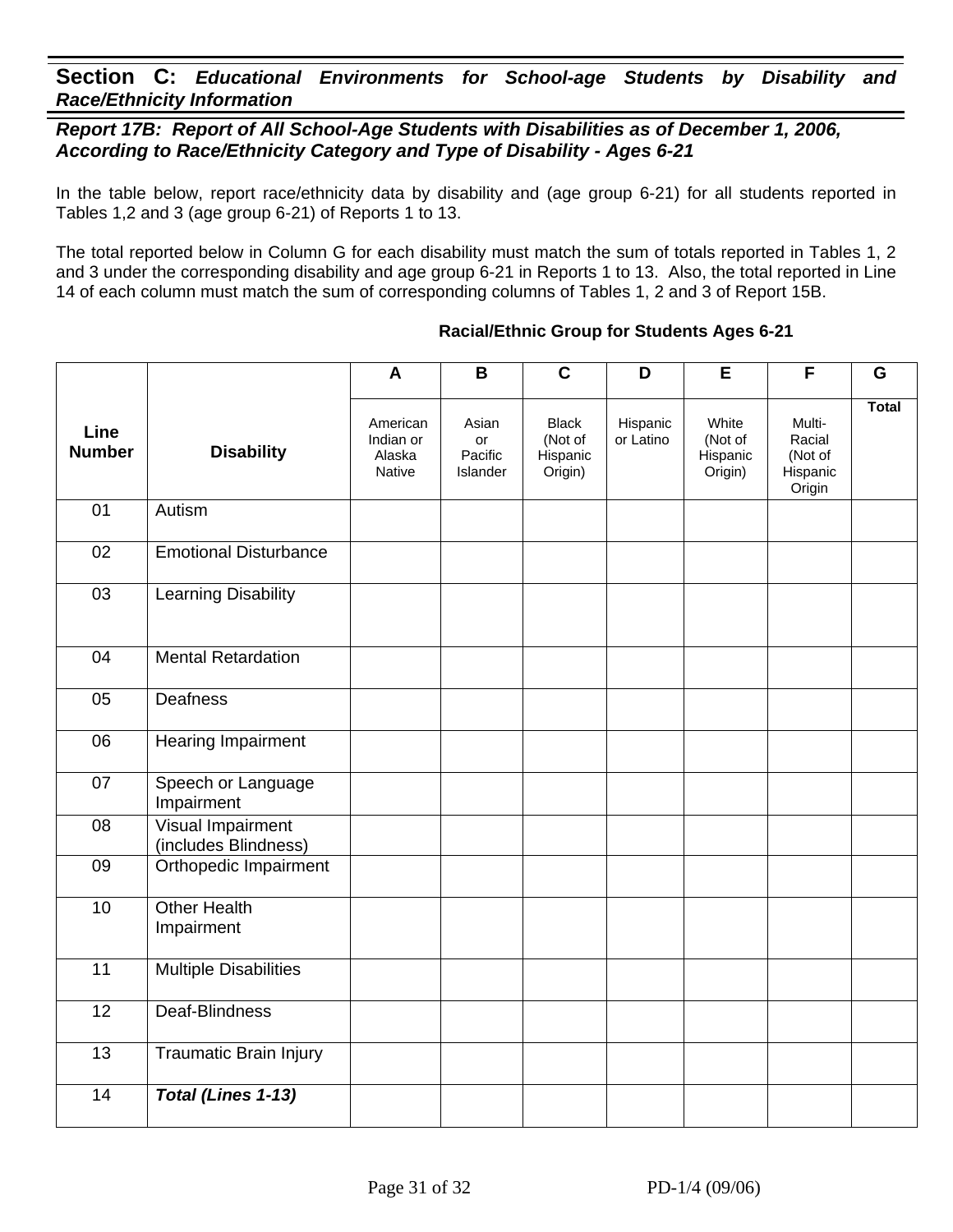## Section C: *Educational Environments for School-age Students by Disability and Race/Ethnicity Information*

### *Report 17B: Report of All School-Age Students with Disabilities as of December 1, 2006, According to Race/Ethnicity Category and Type of Disability - Ages 6-21*

In the table below, report race/ethnicity data by disability and (age group 6-21) for all students reported in Tables 1,2 and 3 (age group 6-21) of Reports 1 to 13.

The total reported below in Column G for each disability must match the sum of totals reported in Tables 1, 2 and 3 under the corresponding disability and age group 6-21 in Reports 1 to 13. Also, the total reported in Line 14 of each column must match the sum of corresponding columns of Tables 1, 2 and 3 of Report 15B.

**Racial/Ethnic Group for Students Ages 6-21**

| Line Number | Disability | A | B | C | D | E | F | G |
|---|---|---|---|---|---|---|---|---|
| | | American Indian or Alaska Native | Asian or Pacific Islander | Black (Not of Hispanic Origin) | Hispanic or Latino | White (Not of Hispanic Origin) | Multi-Racial (Not of Hispanic Origin | Total |
| 01 | Autism | | | | | | | |
| 02 | Emotional Disturbance | | | | | | | |
| 03 | Learning Disability | | | | | | | |
| 04 | Mental Retardation | | | | | | | |
| 05 | Deafness | | | | | | | |
| 06 | Hearing Impairment | | | | | | | |
| 07 | Speech or Language Impairment | | | | | | | |
| 08 | Visual Impairment (includes Blindness) | | | | | | | |
| 09 | Orthopedic Impairment | | | | | | | |
| 10 | Other Health Impairment | | | | | | | |
| 11 | Multiple Disabilities | | | | | | | |
| 12 | Deaf-Blindness | | | | | | | |
| 13 | Traumatic Brain Injury | | | | | | | |
| 14 | ***Total (Lines 1-13)*** | | | | | | | |

PD-1/4 (09/06)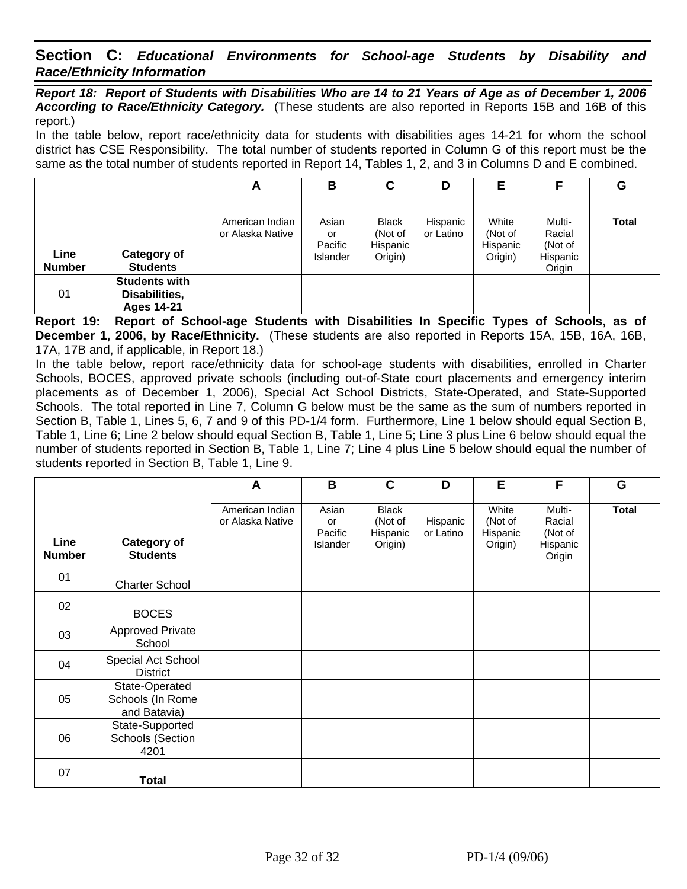## Section C: *Educational Environments for School-age Students by Disability and Race/Ethnicity Information*

***Report 18: Report of Students with Disabilities Who are 14 to 21 Years of Age as of December 1, 2006 According to Race/Ethnicity Category.*** (These students are also reported in Reports 15B and 16B of this report.)

In the table below, report race/ethnicity data for students with disabilities ages 14-21 for whom the school district has CSE Responsibility. The total number of students reported in Column G of this report must be the same as the total number of students reported in Report 14, Tables 1, 2, and 3 in Columns D and E combined.

| | | A | B | C | D | E | F | G |
|---|---|---|---|---|---|---|---|---|
| **Line Number** | **Category of Students** | American Indian or Alaska Native | Asian or Pacific Islander | Black (Not of Hispanic Origin) | Hispanic or Latino | White (Not of Hispanic Origin) | Multi-Racial (Not of Hispanic Origin | **Total** |
| 01 | **Students with Disabilities, Ages 14-21** | | | | | | | |

**Report 19: Report of School-age Students with Disabilities In Specific Types of Schools, as of December 1, 2006, by Race/Ethnicity.** (These students are also reported in Reports 15A, 15B, 16A, 16B, 17A, 17B and, if applicable, in Report 18.)

In the table below, report race/ethnicity data for school-age students with disabilities, enrolled in Charter Schools, BOCES, approved private schools (including out-of-State court placements and emergency interim placements as of December 1, 2006), Special Act School Districts, State-Operated, and State-Supported Schools. The total reported in Line 7, Column G below must be the same as the sum of numbers reported in Section B, Table 1, Lines 5, 6, 7 and 9 of this PD-1/4 form. Furthermore, Line 1 below should equal Section B, Table 1, Line 6; Line 2 below should equal Section B, Table 1, Line 5; Line 3 plus Line 6 below should equal the number of students reported in Section B, Table 1, Line 7; Line 4 plus Line 5 below should equal the number of students reported in Section B, Table 1, Line 9.

| | | A | B | C | D | E | F | G |
|---|---|---|---|---|---|---|---|---|
| **Line Number** | **Category of Students** | American Indian or Alaska Native | Asian or Pacific Islander | Black (Not of Hispanic Origin) | Hispanic or Latino | White (Not of Hispanic Origin) | Multi-Racial (Not of Hispanic Origin | **Total** |
| 01 | Charter School | | | | | | | |
| 02 | BOCES | | | | | | | |
| 03 | Approved Private School | | | | | | | |
| 04 | Special Act School District | | | | | | | |
| 05 | State-Operated Schools (In Rome and Batavia) | | | | | | | |
| 06 | State-Supported Schools (Section 4201 | | | | | | | |
| 07 | **Total** | | | | | | | |